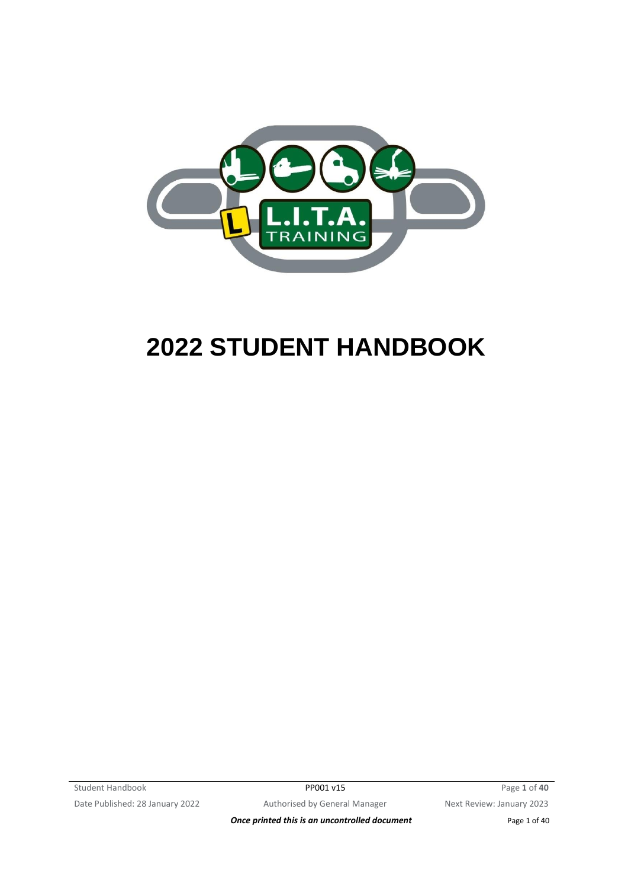# 2022 STUDENT HANDBOOK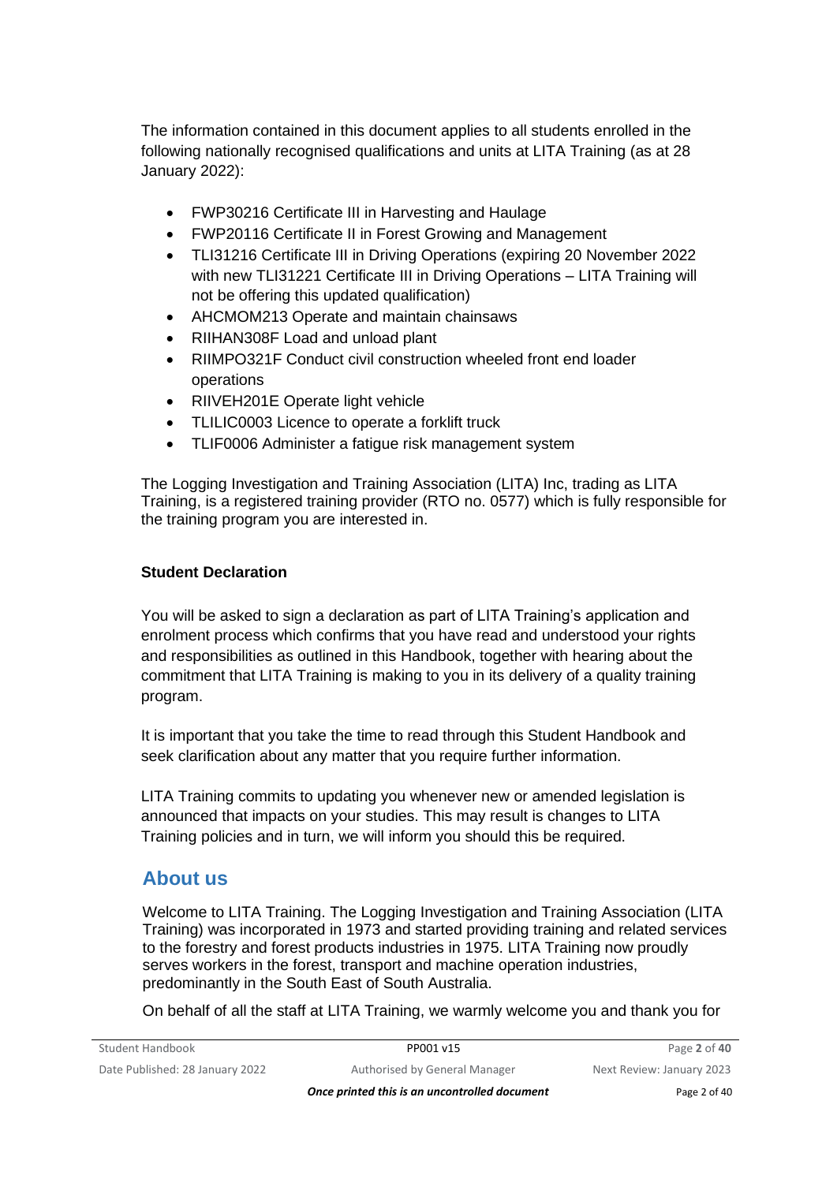The information contained in this document applies to all students enrolled in the following nationally recognised qualifications and units at LITA Training (as at 28 January 2022):

- FWP30216 Certificate III in Harvesting and Haulage
- FWP20116 Certificate II in Forest Growing and Management
- TLI31216 Certificate III in Driving Operations (expiring 20 November 2022 with new TLI31221 Certificate III in Driving Operations – LITA Training will not be offering this updated qualification)
- AHCMOM213 Operate and maintain chainsaws
- RIIHAN308F Load and unload plant
- RIIMPO321F Conduct civil construction wheeled front end loader operations
- RIIVEH201E Operate light vehicle
- TLILIC0003 Licence to operate a forklift truck
- TLIF0006 Administer a fatigue risk management system

The Logging Investigation and Training Association (LITA) Inc, trading as LITA Training, is a registered training provider (RTO no. 0577) which is fully responsible for the training program you are interested in.

**Student Declaration**

You will be asked to sign a declaration as part of LITA Training's application and enrolment process which confirms that you have read and understood your rights and responsibilities as outlined in this Handbook, together with hearing about the commitment that LITA Training is making to you in its delivery of a quality training program.

It is important that you take the time to read through this Student Handbook and seek clarification about any matter that you require further information.

LITA Training commits to updating you whenever new or amended legislation is announced that impacts on your studies. This may result is changes to LITA Training policies and in turn, we will inform you should this be required.

## About us

Welcome to LITA Training. The Logging Investigation and Training Association (LITA Training) was incorporated in 1973 and started providing training and related services to the forestry and forest products industries in 1975. LITA Training now proudly serves workers in the forest, transport and machine operation industries, predominantly in the South East of South Australia.

On behalf of all the staff at LITA Training, we warmly welcome you and thank you for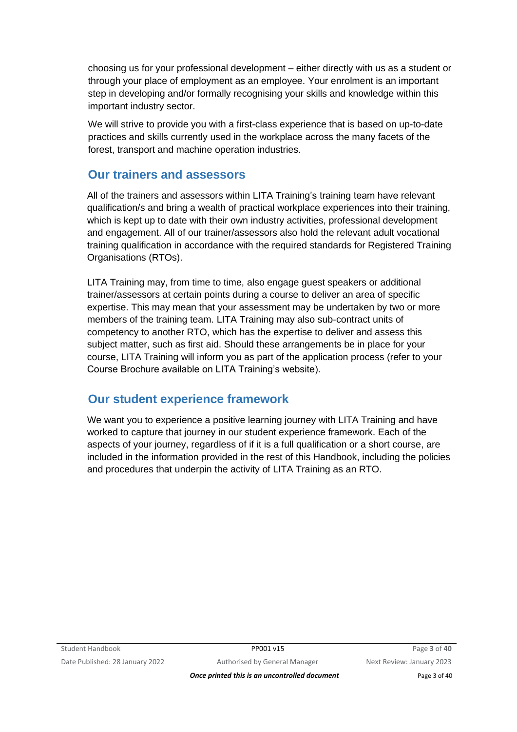choosing us for your professional development – either directly with us as a student or through your place of employment as an employee. Your enrolment is an important step in developing and/or formally recognising your skills and knowledge within this important industry sector.

We will strive to provide you with a first-class experience that is based on up-to-date practices and skills currently used in the workplace across the many facets of the forest, transport and machine operation industries.

## Our trainers and assessors

All of the trainers and assessors within LITA Training's training team have relevant qualification/s and bring a wealth of practical workplace experiences into their training, which is kept up to date with their own industry activities, professional development and engagement. All of our trainer/assessors also hold the relevant adult vocational training qualification in accordance with the required standards for Registered Training Organisations (RTOs).

LITA Training may, from time to time, also engage guest speakers or additional trainer/assessors at certain points during a course to deliver an area of specific expertise. This may mean that your assessment may be undertaken by two or more members of the training team. LITA Training may also sub-contract units of competency to another RTO, which has the expertise to deliver and assess this subject matter, such as first aid. Should these arrangements be in place for your course, LITA Training will inform you as part of the application process (refer to your Course Brochure available on LITA Training's website).

## Our student experience framework

We want you to experience a positive learning journey with LITA Training and have worked to capture that journey in our student experience framework. Each of the aspects of your journey, regardless of if it is a full qualification or a short course, are included in the information provided in the rest of this Handbook, including the policies and procedures that underpin the activity of LITA Training as an RTO.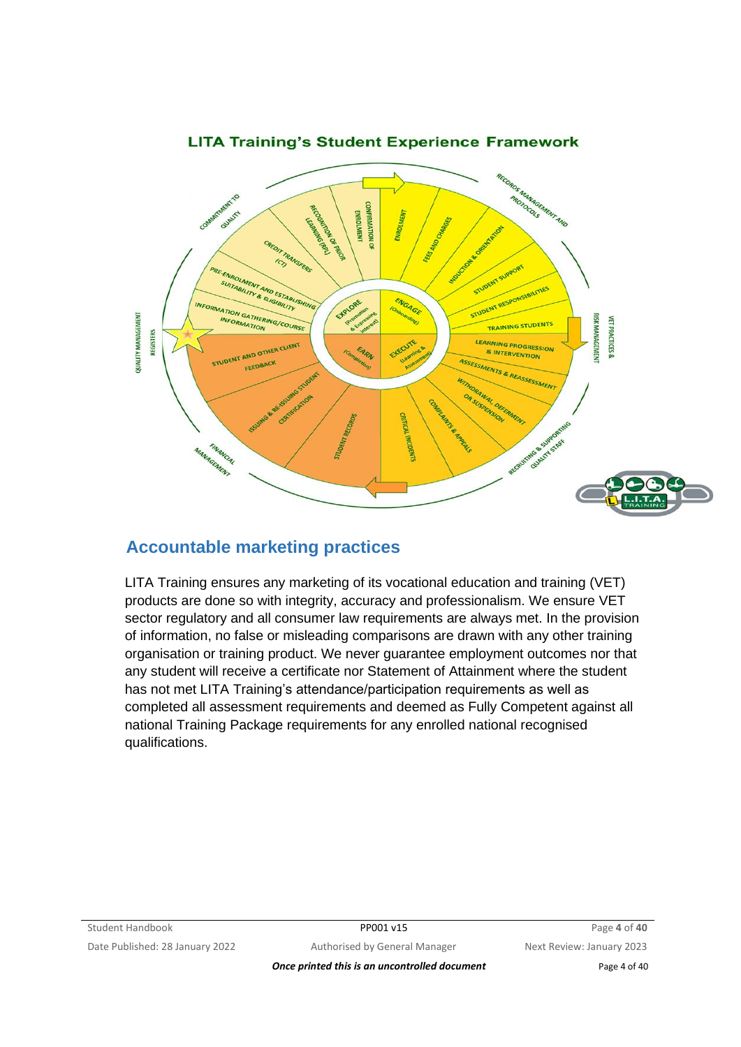**LITA Training's Student Experience Framework**

## Accountable marketing practices

LITA Training ensures any marketing of its vocational education and training (VET) products are done so with integrity, accuracy and professionalism. We ensure VET sector regulatory and all consumer law requirements are always met. In the provision of information, no false or misleading comparisons are drawn with any other training organisation or training product. We never guarantee employment outcomes nor that any student will receive a certificate nor Statement of Attainment where the student has not met LITA Training's attendance/participation requirements as well as completed all assessment requirements and deemed as Fully Competent against all national Training Package requirements for any enrolled national recognised qualifications.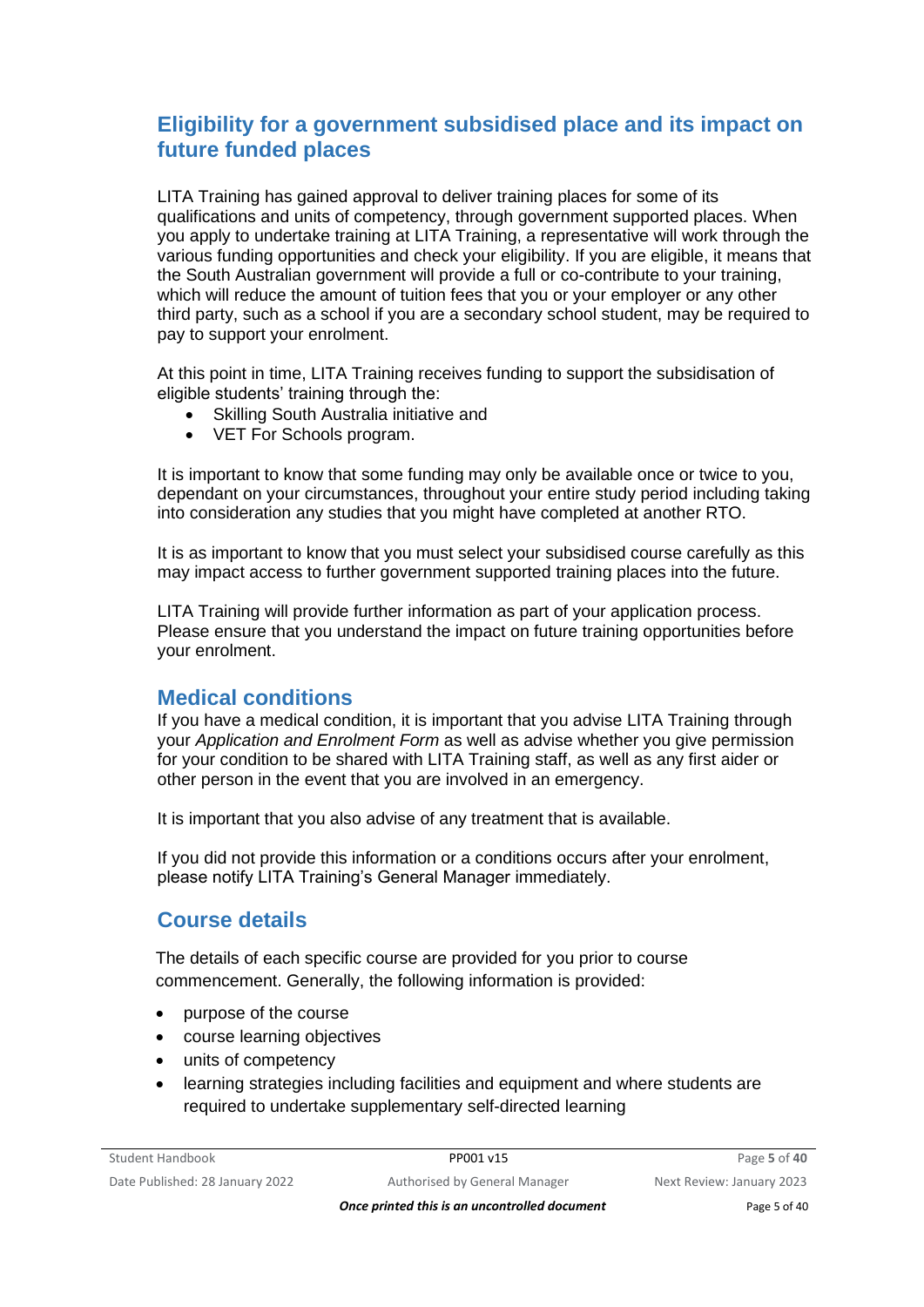## Eligibility for a government subsidised place and its impact on future funded places

LITA Training has gained approval to deliver training places for some of its qualifications and units of competency, through government supported places. When you apply to undertake training at LITA Training, a representative will work through the various funding opportunities and check your eligibility. If you are eligible, it means that the South Australian government will provide a full or co-contribute to your training, which will reduce the amount of tuition fees that you or your employer or any other third party, such as a school if you are a secondary school student, may be required to pay to support your enrolment.

At this point in time, LITA Training receives funding to support the subsidisation of eligible students' training through the:

- Skilling South Australia initiative and
- VET For Schools program.

It is important to know that some funding may only be available once or twice to you, dependant on your circumstances, throughout your entire study period including taking into consideration any studies that you might have completed at another RTO.

It is as important to know that you must select your subsidised course carefully as this may impact access to further government supported training places into the future.

LITA Training will provide further information as part of your application process. Please ensure that you understand the impact on future training opportunities before your enrolment.

## Medical conditions

If you have a medical condition, it is important that you advise LITA Training through your *Application and Enrolment Form* as well as advise whether you give permission for your condition to be shared with LITA Training staff, as well as any first aider or other person in the event that you are involved in an emergency.

It is important that you also advise of any treatment that is available.

If you did not provide this information or a conditions occurs after your enrolment, please notify LITA Training's General Manager immediately.

## Course details

The details of each specific course are provided for you prior to course commencement. Generally, the following information is provided:

- purpose of the course
- course learning objectives
- units of competency
- learning strategies including facilities and equipment and where students are required to undertake supplementary self-directed learning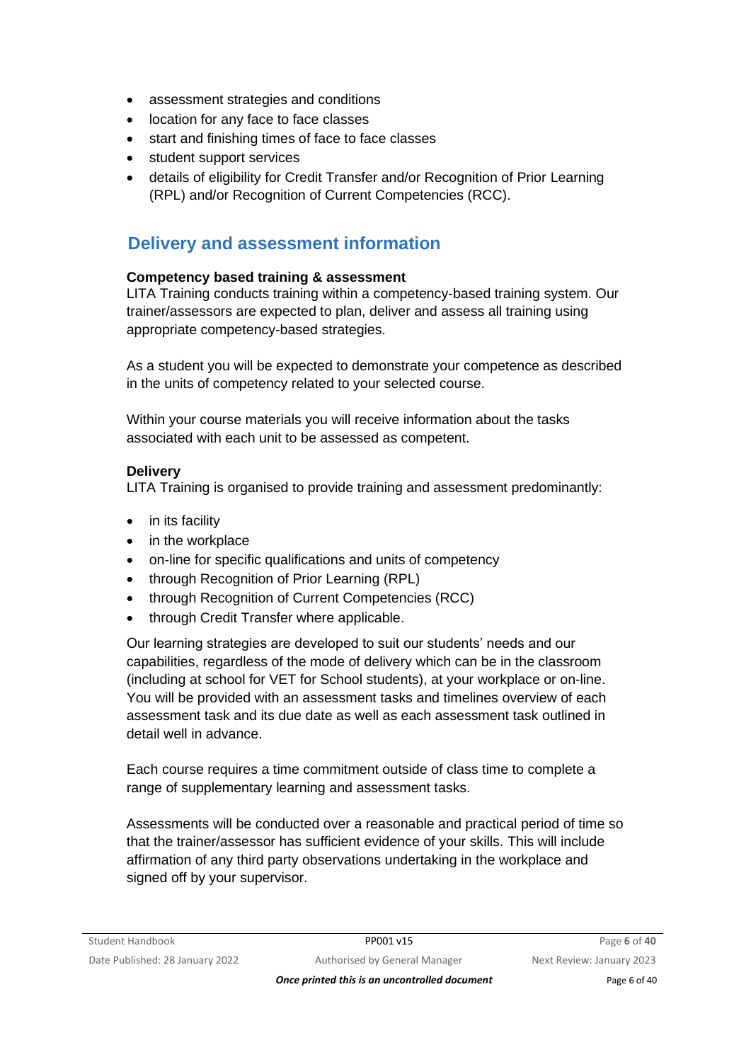- assessment strategies and conditions
- location for any face to face classes
- start and finishing times of face to face classes
- student support services
- details of eligibility for Credit Transfer and/or Recognition of Prior Learning (RPL) and/or Recognition of Current Competencies (RCC).

## Delivery and assessment information

**Competency based training & assessment**

LITA Training conducts training within a competency-based training system. Our trainer/assessors are expected to plan, deliver and assess all training using appropriate competency-based strategies.

As a student you will be expected to demonstrate your competence as described in the units of competency related to your selected course.

Within your course materials you will receive information about the tasks associated with each unit to be assessed as competent.

**Delivery**

LITA Training is organised to provide training and assessment predominantly:

- in its facility
- in the workplace
- on-line for specific qualifications and units of competency
- through Recognition of Prior Learning (RPL)
- through Recognition of Current Competencies (RCC)
- through Credit Transfer where applicable.

Our learning strategies are developed to suit our students' needs and our capabilities, regardless of the mode of delivery which can be in the classroom (including at school for VET for School students), at your workplace or on-line. You will be provided with an assessment tasks and timelines overview of each assessment task and its due date as well as each assessment task outlined in detail well in advance.

Each course requires a time commitment outside of class time to complete a range of supplementary learning and assessment tasks.

Assessments will be conducted over a reasonable and practical period of time so that the trainer/assessor has sufficient evidence of your skills. This will include affirmation of any third party observations undertaking in the workplace and signed off by your supervisor.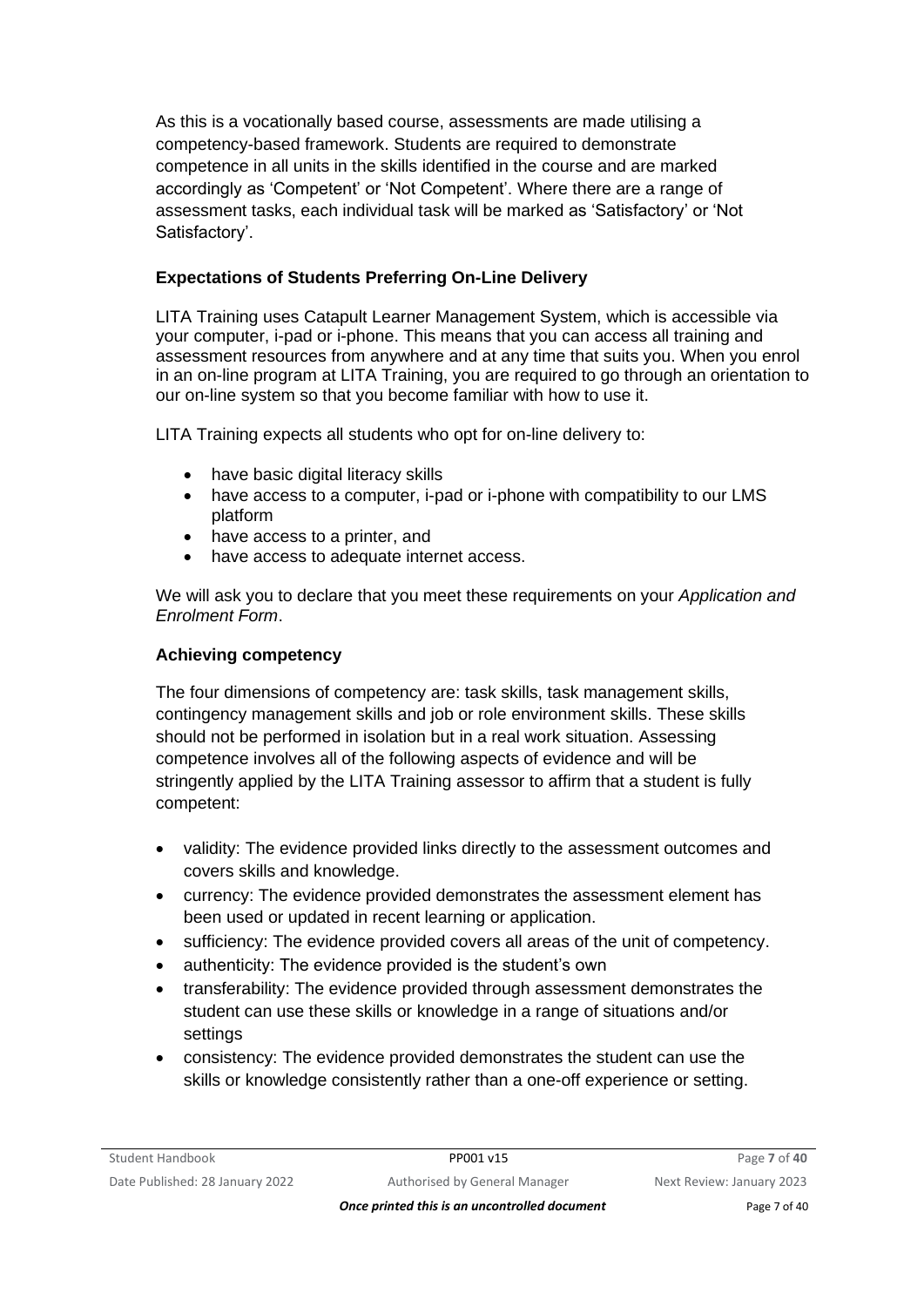As this is a vocationally based course, assessments are made utilising a competency-based framework. Students are required to demonstrate competence in all units in the skills identified in the course and are marked accordingly as 'Competent' or 'Not Competent'. Where there are a range of assessment tasks, each individual task will be marked as 'Satisfactory' or 'Not Satisfactory'.

### Expectations of Students Preferring On-Line Delivery

LITA Training uses Catapult Learner Management System, which is accessible via your computer, i-pad or i-phone. This means that you can access all training and assessment resources from anywhere and at any time that suits you. When you enrol in an on-line program at LITA Training, you are required to go through an orientation to our on-line system so that you become familiar with how to use it.

LITA Training expects all students who opt for on-line delivery to:

- have basic digital literacy skills
- have access to a computer, i-pad or i-phone with compatibility to our LMS platform
- have access to a printer, and
- have access to adequate internet access.

We will ask you to declare that you meet these requirements on your *Application and Enrolment Form*.

### Achieving competency

The four dimensions of competency are: task skills, task management skills, contingency management skills and job or role environment skills. These skills should not be performed in isolation but in a real work situation. Assessing competence involves all of the following aspects of evidence and will be stringently applied by the LITA Training assessor to affirm that a student is fully competent:

- validity: The evidence provided links directly to the assessment outcomes and covers skills and knowledge.
- currency: The evidence provided demonstrates the assessment element has been used or updated in recent learning or application.
- sufficiency: The evidence provided covers all areas of the unit of competency.
- authenticity: The evidence provided is the student's own
- transferability: The evidence provided through assessment demonstrates the student can use these skills or knowledge in a range of situations and/or settings
- consistency: The evidence provided demonstrates the student can use the skills or knowledge consistently rather than a one-off experience or setting.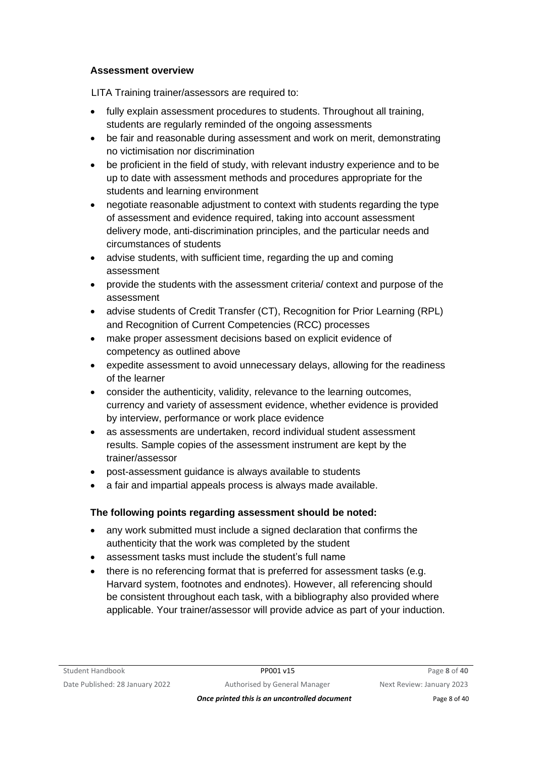### Assessment overview

LITA Training trainer/assessors are required to:

- fully explain assessment procedures to students. Throughout all training, students are regularly reminded of the ongoing assessments
- be fair and reasonable during assessment and work on merit, demonstrating no victimisation nor discrimination
- be proficient in the field of study, with relevant industry experience and to be up to date with assessment methods and procedures appropriate for the students and learning environment
- negotiate reasonable adjustment to context with students regarding the type of assessment and evidence required, taking into account assessment delivery mode, anti-discrimination principles, and the particular needs and circumstances of students
- advise students, with sufficient time, regarding the up and coming assessment
- provide the students with the assessment criteria/ context and purpose of the assessment
- advise students of Credit Transfer (CT), Recognition for Prior Learning (RPL) and Recognition of Current Competencies (RCC) processes
- make proper assessment decisions based on explicit evidence of competency as outlined above
- expedite assessment to avoid unnecessary delays, allowing for the readiness of the learner
- consider the authenticity, validity, relevance to the learning outcomes, currency and variety of assessment evidence, whether evidence is provided by interview, performance or work place evidence
- as assessments are undertaken, record individual student assessment results. Sample copies of the assessment instrument are kept by the trainer/assessor
- post-assessment guidance is always available to students
- a fair and impartial appeals process is always made available.

### The following points regarding assessment should be noted:

- any work submitted must include a signed declaration that confirms the authenticity that the work was completed by the student
- assessment tasks must include the student's full name
- there is no referencing format that is preferred for assessment tasks (e.g. Harvard system, footnotes and endnotes). However, all referencing should be consistent throughout each task, with a bibliography also provided where applicable. Your trainer/assessor will provide advice as part of your induction.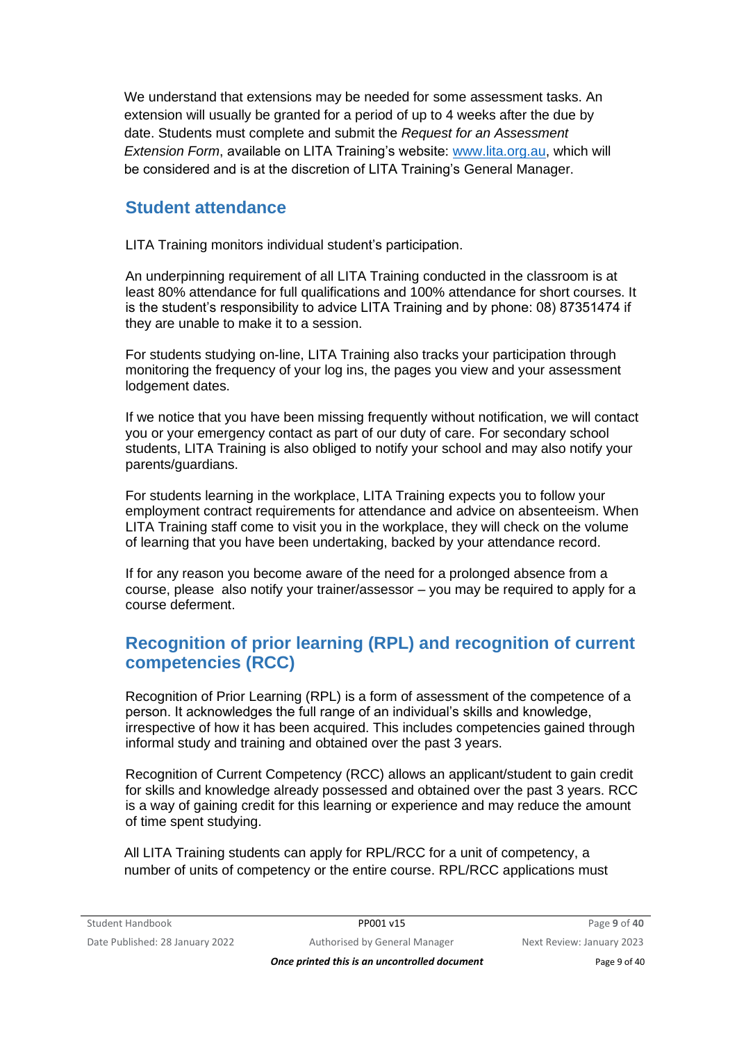We understand that extensions may be needed for some assessment tasks. An extension will usually be granted for a period of up to 4 weeks after the due by date. Students must complete and submit the *Request for an Assessment Extension Form*, available on LITA Training's website: www.lita.org.au, which will be considered and is at the discretion of LITA Training's General Manager.

## Student attendance

LITA Training monitors individual student's participation.

An underpinning requirement of all LITA Training conducted in the classroom is at least 80% attendance for full qualifications and 100% attendance for short courses. It is the student's responsibility to advice LITA Training and by phone: 08) 87351474 if they are unable to make it to a session.

For students studying on-line, LITA Training also tracks your participation through monitoring the frequency of your log ins, the pages you view and your assessment lodgement dates.

If we notice that you have been missing frequently without notification, we will contact you or your emergency contact as part of our duty of care. For secondary school students, LITA Training is also obliged to notify your school and may also notify your parents/guardians.

For students learning in the workplace, LITA Training expects you to follow your employment contract requirements for attendance and advice on absenteeism. When LITA Training staff come to visit you in the workplace, they will check on the volume of learning that you have been undertaking, backed by your attendance record.

If for any reason you become aware of the need for a prolonged absence from a course, please also notify your trainer/assessor – you may be required to apply for a course deferment.

## Recognition of prior learning (RPL) and recognition of current competencies (RCC)

Recognition of Prior Learning (RPL) is a form of assessment of the competence of a person. It acknowledges the full range of an individual's skills and knowledge, irrespective of how it has been acquired. This includes competencies gained through informal study and training and obtained over the past 3 years.

Recognition of Current Competency (RCC) allows an applicant/student to gain credit for skills and knowledge already possessed and obtained over the past 3 years. RCC is a way of gaining credit for this learning or experience and may reduce the amount of time spent studying.

All LITA Training students can apply for RPL/RCC for a unit of competency, a number of units of competency or the entire course. RPL/RCC applications must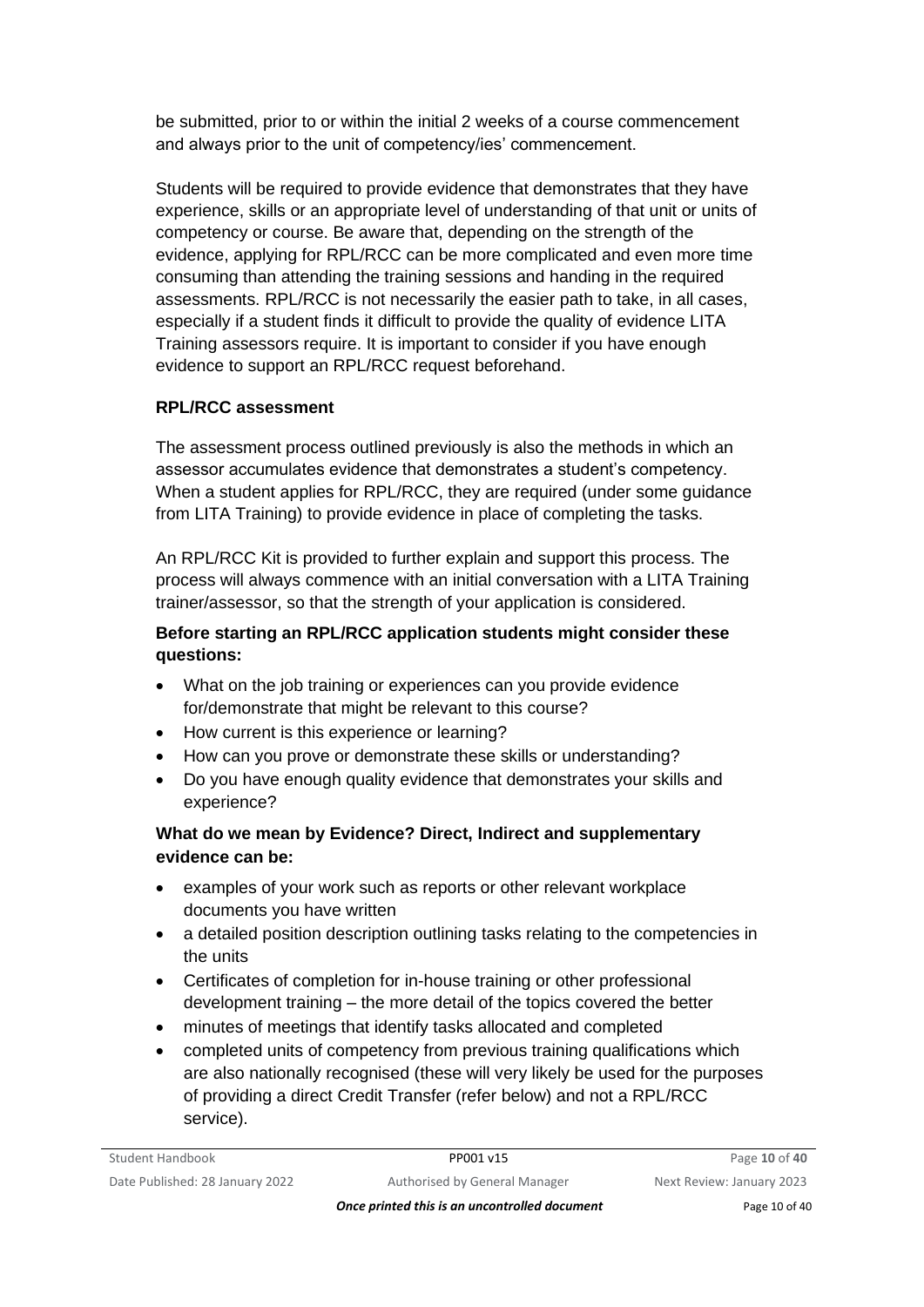be submitted, prior to or within the initial 2 weeks of a course commencement and always prior to the unit of competency/ies' commencement.

Students will be required to provide evidence that demonstrates that they have experience, skills or an appropriate level of understanding of that unit or units of competency or course. Be aware that, depending on the strength of the evidence, applying for RPL/RCC can be more complicated and even more time consuming than attending the training sessions and handing in the required assessments. RPL/RCC is not necessarily the easier path to take, in all cases, especially if a student finds it difficult to provide the quality of evidence LITA Training assessors require. It is important to consider if you have enough evidence to support an RPL/RCC request beforehand.

**RPL/RCC assessment**

The assessment process outlined previously is also the methods in which an assessor accumulates evidence that demonstrates a student's competency. When a student applies for RPL/RCC, they are required (under some guidance from LITA Training) to provide evidence in place of completing the tasks.

An RPL/RCC Kit is provided to further explain and support this process. The process will always commence with an initial conversation with a LITA Training trainer/assessor, so that the strength of your application is considered.

**Before starting an RPL/RCC application students might consider these questions:**

- What on the job training or experiences can you provide evidence for/demonstrate that might be relevant to this course?
- How current is this experience or learning?
- How can you prove or demonstrate these skills or understanding?
- Do you have enough quality evidence that demonstrates your skills and experience?

**What do we mean by Evidence? Direct, Indirect and supplementary evidence can be:**

- examples of your work such as reports or other relevant workplace documents you have written
- a detailed position description outlining tasks relating to the competencies in the units
- Certificates of completion for in-house training or other professional development training – the more detail of the topics covered the better
- minutes of meetings that identify tasks allocated and completed
- completed units of competency from previous training qualifications which are also nationally recognised (these will very likely be used for the purposes of providing a direct Credit Transfer (refer below) and not a RPL/RCC service).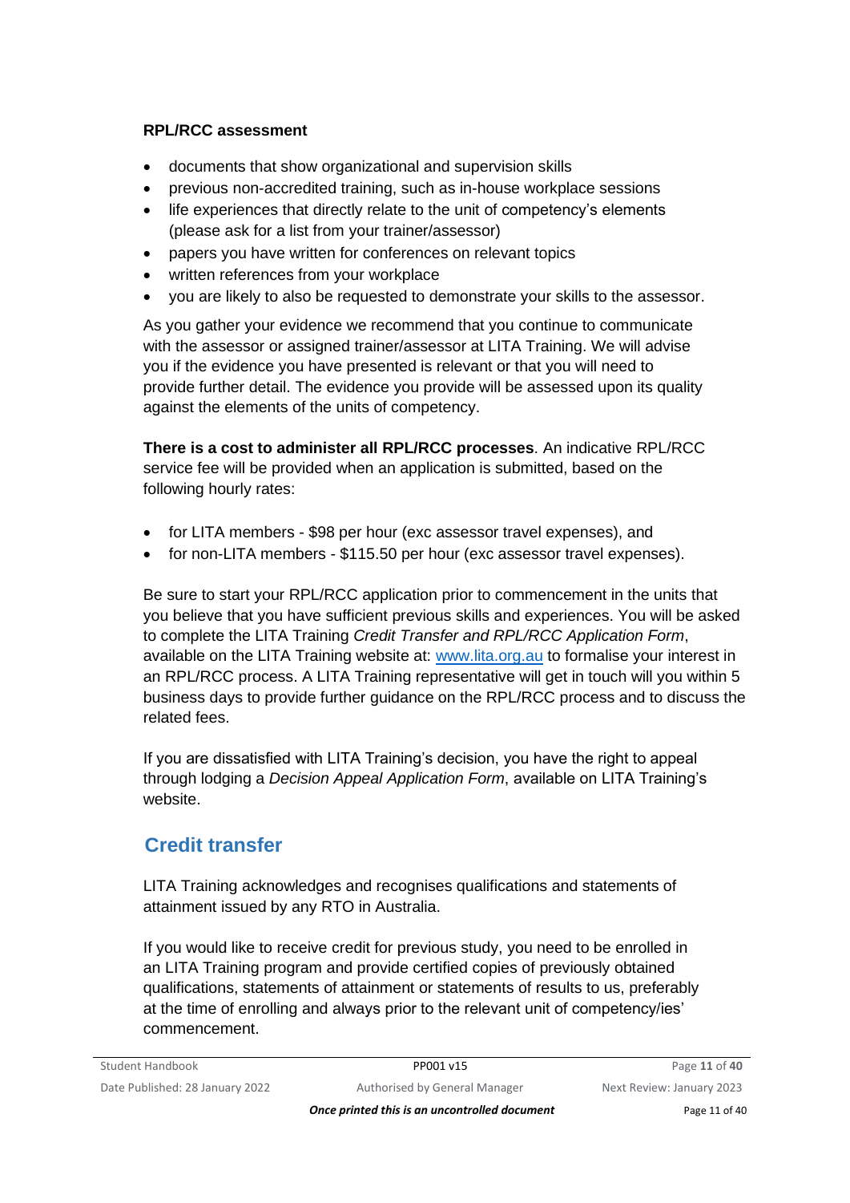**RPL/RCC assessment**

- documents that show organizational and supervision skills
- previous non-accredited training, such as in-house workplace sessions
- life experiences that directly relate to the unit of competency's elements (please ask for a list from your trainer/assessor)
- papers you have written for conferences on relevant topics
- written references from your workplace
- you are likely to also be requested to demonstrate your skills to the assessor.

As you gather your evidence we recommend that you continue to communicate with the assessor or assigned trainer/assessor at LITA Training. We will advise you if the evidence you have presented is relevant or that you will need to provide further detail. The evidence you provide will be assessed upon its quality against the elements of the units of competency.

**There is a cost to administer all RPL/RCC processes**. An indicative RPL/RCC service fee will be provided when an application is submitted, based on the following hourly rates:

- for LITA members - $98 per hour (exc assessor travel expenses), and
- for non-LITA members - $115.50 per hour (exc assessor travel expenses).

Be sure to start your RPL/RCC application prior to commencement in the units that you believe that you have sufficient previous skills and experiences. You will be asked to complete the LITA Training *Credit Transfer and RPL/RCC Application Form*, available on the LITA Training website at: www.lita.org.au to formalise your interest in an RPL/RCC process. A LITA Training representative will get in touch will you within 5 business days to provide further guidance on the RPL/RCC process and to discuss the related fees.

If you are dissatisfied with LITA Training's decision, you have the right to appeal through lodging a *Decision Appeal Application Form*, available on LITA Training's website.

## Credit transfer

LITA Training acknowledges and recognises qualifications and statements of attainment issued by any RTO in Australia.

If you would like to receive credit for previous study, you need to be enrolled in an LITA Training program and provide certified copies of previously obtained qualifications, statements of attainment or statements of results to us, preferably at the time of enrolling and always prior to the relevant unit of competency/ies' commencement.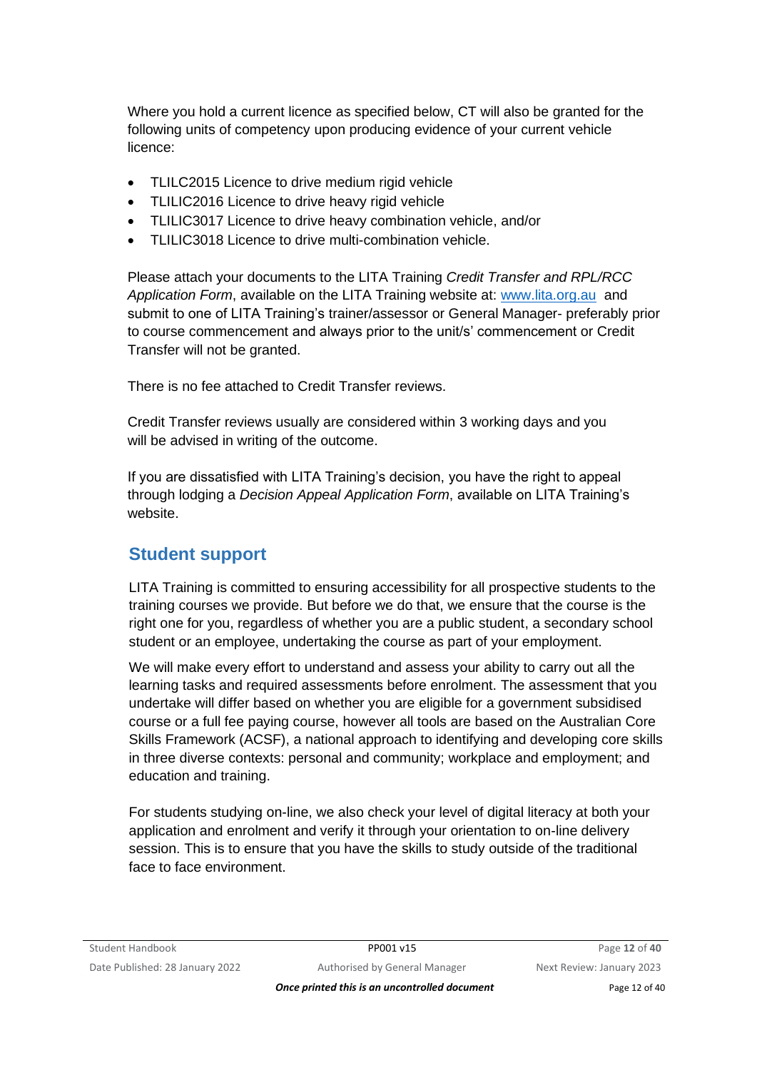Where you hold a current licence as specified below, CT will also be granted for the following units of competency upon producing evidence of your current vehicle licence:

- TLILC2015 Licence to drive medium rigid vehicle
- TLILIC2016 Licence to drive heavy rigid vehicle
- TLILIC3017 Licence to drive heavy combination vehicle, and/or
- TLILIC3018 Licence to drive multi-combination vehicle.

Please attach your documents to the LITA Training *Credit Transfer and RPL/RCC Application Form*, available on the LITA Training website at: www.lita.org.au and submit to one of LITA Training's trainer/assessor or General Manager- preferably prior to course commencement and always prior to the unit/s' commencement or Credit Transfer will not be granted.

There is no fee attached to Credit Transfer reviews.

Credit Transfer reviews usually are considered within 3 working days and you will be advised in writing of the outcome.

If you are dissatisfied with LITA Training's decision, you have the right to appeal through lodging a *Decision Appeal Application Form*, available on LITA Training's website.

## Student support

LITA Training is committed to ensuring accessibility for all prospective students to the training courses we provide. But before we do that, we ensure that the course is the right one for you, regardless of whether you are a public student, a secondary school student or an employee, undertaking the course as part of your employment.

We will make every effort to understand and assess your ability to carry out all the learning tasks and required assessments before enrolment. The assessment that you undertake will differ based on whether you are eligible for a government subsidised course or a full fee paying course, however all tools are based on the Australian Core Skills Framework (ACSF), a national approach to identifying and developing core skills in three diverse contexts: personal and community; workplace and employment; and education and training.

For students studying on-line, we also check your level of digital literacy at both your application and enrolment and verify it through your orientation to on-line delivery session. This is to ensure that you have the skills to study outside of the traditional face to face environment.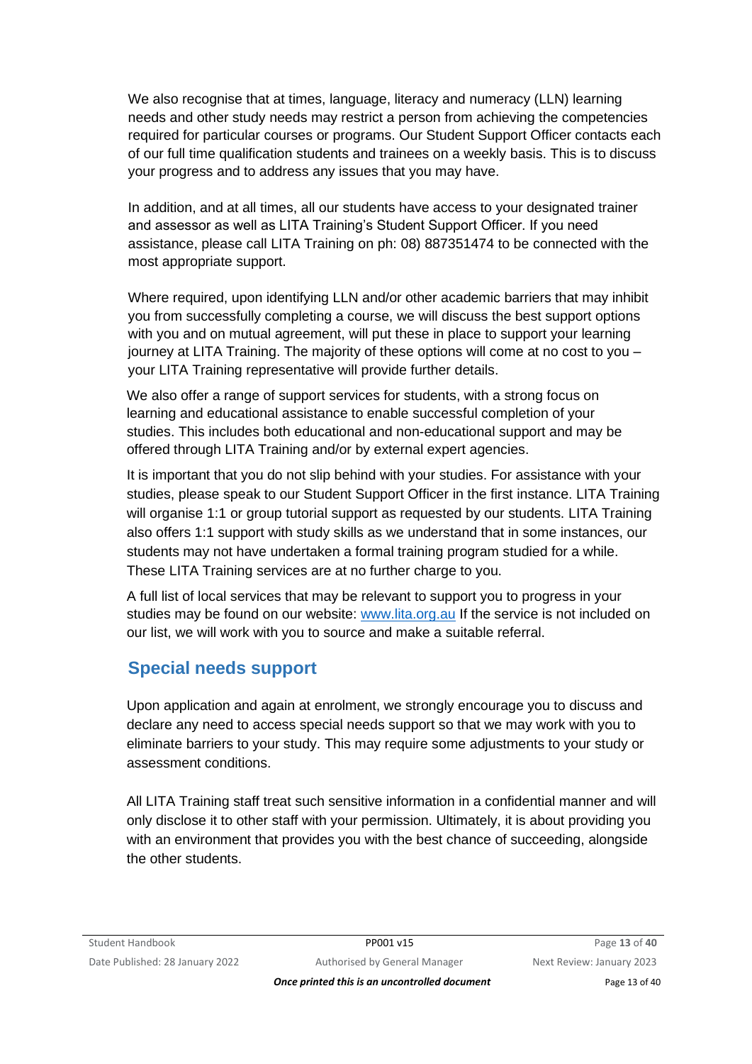We also recognise that at times, language, literacy and numeracy (LLN) learning needs and other study needs may restrict a person from achieving the competencies required for particular courses or programs. Our Student Support Officer contacts each of our full time qualification students and trainees on a weekly basis. This is to discuss your progress and to address any issues that you may have.

In addition, and at all times, all our students have access to your designated trainer and assessor as well as LITA Training's Student Support Officer. If you need assistance, please call LITA Training on ph: 08) 887351474 to be connected with the most appropriate support.

Where required, upon identifying LLN and/or other academic barriers that may inhibit you from successfully completing a course, we will discuss the best support options with you and on mutual agreement, will put these in place to support your learning journey at LITA Training. The majority of these options will come at no cost to you – your LITA Training representative will provide further details.

We also offer a range of support services for students, with a strong focus on learning and educational assistance to enable successful completion of your studies. This includes both educational and non-educational support and may be offered through LITA Training and/or by external expert agencies.

It is important that you do not slip behind with your studies. For assistance with your studies, please speak to our Student Support Officer in the first instance. LITA Training will organise 1:1 or group tutorial support as requested by our students. LITA Training also offers 1:1 support with study skills as we understand that in some instances, our students may not have undertaken a formal training program studied for a while. These LITA Training services are at no further charge to you.

A full list of local services that may be relevant to support you to progress in your studies may be found on our website: [www.lita.org.au](http://www.lita.org.au) If the service is not included on our list, we will work with you to source and make a suitable referral.

## Special needs support

Upon application and again at enrolment, we strongly encourage you to discuss and declare any need to access special needs support so that we may work with you to eliminate barriers to your study. This may require some adjustments to your study or assessment conditions.

All LITA Training staff treat such sensitive information in a confidential manner and will only disclose it to other staff with your permission. Ultimately, it is about providing you with an environment that provides you with the best chance of succeeding, alongside the other students.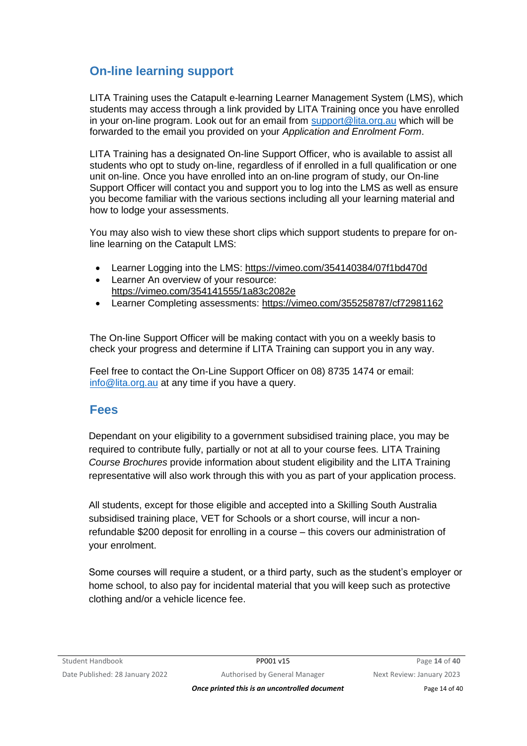## On-line learning support

LITA Training uses the Catapult e-learning Learner Management System (LMS), which students may access through a link provided by LITA Training once you have enrolled in your on-line program. Look out for an email from support@lita.org.au which will be forwarded to the email you provided on your *Application and Enrolment Form*.

LITA Training has a designated On-line Support Officer, who is available to assist all students who opt to study on-line, regardless of if enrolled in a full qualification or one unit on-line. Once you have enrolled into an on-line program of study, our On-line Support Officer will contact you and support you to log into the LMS as well as ensure you become familiar with the various sections including all your learning material and how to lodge your assessments.

You may also wish to view these short clips which support students to prepare for on-line learning on the Catapult LMS:

- Learner Logging into the LMS: https://vimeo.com/354140384/07f1bd470d
- Learner An overview of your resource: https://vimeo.com/354141555/1a83c2082e
- Learner Completing assessments: https://vimeo.com/355258787/cf72981162

The On-line Support Officer will be making contact with you on a weekly basis to check your progress and determine if LITA Training can support you in any way.

Feel free to contact the On-Line Support Officer on 08) 8735 1474 or email: info@lita.org.au at any time if you have a query.

## Fees

Dependant on your eligibility to a government subsidised training place, you may be required to contribute fully, partially or not at all to your course fees. LITA Training *Course Brochures* provide information about student eligibility and the LITA Training representative will also work through this with you as part of your application process.

All students, except for those eligible and accepted into a Skilling South Australia subsidised training place, VET for Schools or a short course, will incur a non-refundable $200 deposit for enrolling in a course – this covers our administration of your enrolment.

Some courses will require a student, or a third party, such as the student's employer or home school, to also pay for incidental material that you will keep such as protective clothing and/or a vehicle licence fee.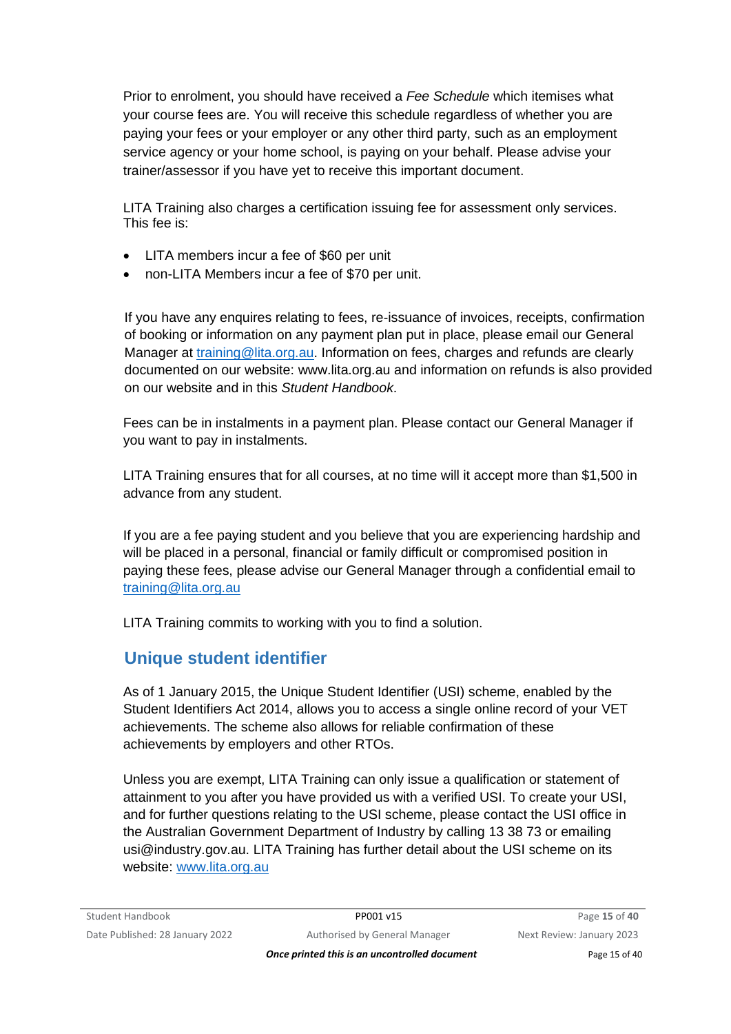Prior to enrolment, you should have received a *Fee Schedule* which itemises what your course fees are. You will receive this schedule regardless of whether you are paying your fees or your employer or any other third party, such as an employment service agency or your home school, is paying on your behalf. Please advise your trainer/assessor if you have yet to receive this important document.

LITA Training also charges a certification issuing fee for assessment only services. This fee is:

- LITA members incur a fee of $60 per unit
- non-LITA Members incur a fee of $70 per unit.

If you have any enquires relating to fees, re-issuance of invoices, receipts, confirmation of booking or information on any payment plan put in place, please email our General Manager at training@lita.org.au. Information on fees, charges and refunds are clearly documented on our website: www.lita.org.au and information on refunds is also provided on our website and in this *Student Handbook*.

Fees can be in instalments in a payment plan. Please contact our General Manager if you want to pay in instalments.

LITA Training ensures that for all courses, at no time will it accept more than $1,500 in advance from any student.

If you are a fee paying student and you believe that you are experiencing hardship and will be placed in a personal, financial or family difficult or compromised position in paying these fees, please advise our General Manager through a confidential email to training@lita.org.au

LITA Training commits to working with you to find a solution.

## Unique student identifier

As of 1 January 2015, the Unique Student Identifier (USI) scheme, enabled by the Student Identifiers Act 2014, allows you to access a single online record of your VET achievements. The scheme also allows for reliable confirmation of these achievements by employers and other RTOs.

Unless you are exempt, LITA Training can only issue a qualification or statement of attainment to you after you have provided us with a verified USI. To create your USI, and for further questions relating to the USI scheme, please contact the USI office in the Australian Government Department of Industry by calling 13 38 73 or emailing usi@industry.gov.au. LITA Training has further detail about the USI scheme on its website: www.lita.org.au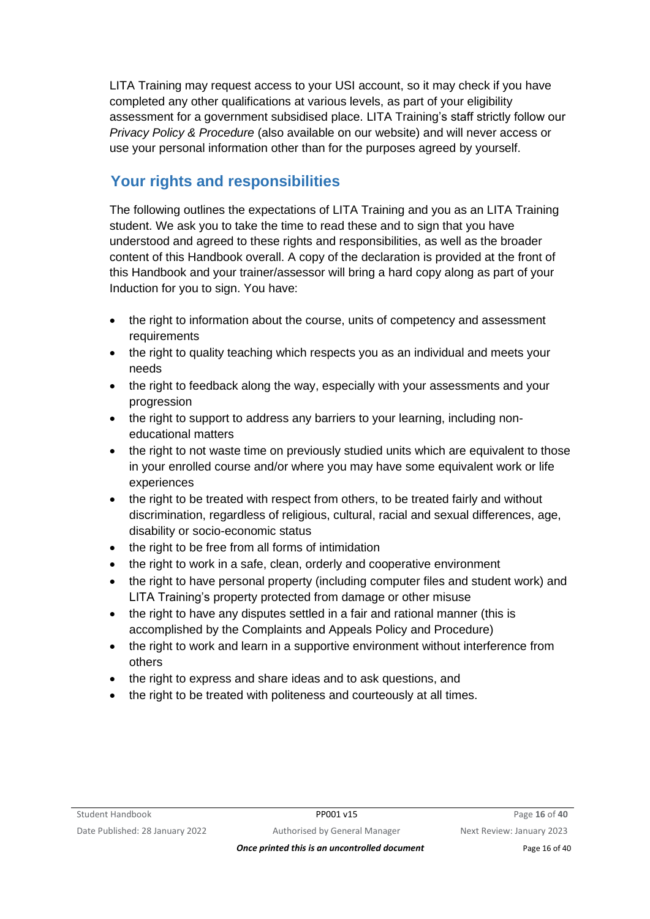LITA Training may request access to your USI account, so it may check if you have completed any other qualifications at various levels, as part of your eligibility assessment for a government subsidised place. LITA Training's staff strictly follow our *Privacy Policy & Procedure* (also available on our website) and will never access or use your personal information other than for the purposes agreed by yourself.

## Your rights and responsibilities

The following outlines the expectations of LITA Training and you as an LITA Training student. We ask you to take the time to read these and to sign that you have understood and agreed to these rights and responsibilities, as well as the broader content of this Handbook overall. A copy of the declaration is provided at the front of this Handbook and your trainer/assessor will bring a hard copy along as part of your Induction for you to sign. You have:

- the right to information about the course, units of competency and assessment requirements
- the right to quality teaching which respects you as an individual and meets your needs
- the right to feedback along the way, especially with your assessments and your progression
- the right to support to address any barriers to your learning, including non-educational matters
- the right to not waste time on previously studied units which are equivalent to those in your enrolled course and/or where you may have some equivalent work or life experiences
- the right to be treated with respect from others, to be treated fairly and without discrimination, regardless of religious, cultural, racial and sexual differences, age, disability or socio-economic status
- the right to be free from all forms of intimidation
- the right to work in a safe, clean, orderly and cooperative environment
- the right to have personal property (including computer files and student work) and LITA Training's property protected from damage or other misuse
- the right to have any disputes settled in a fair and rational manner (this is accomplished by the Complaints and Appeals Policy and Procedure)
- the right to work and learn in a supportive environment without interference from others
- the right to express and share ideas and to ask questions, and
- the right to be treated with politeness and courteously at all times.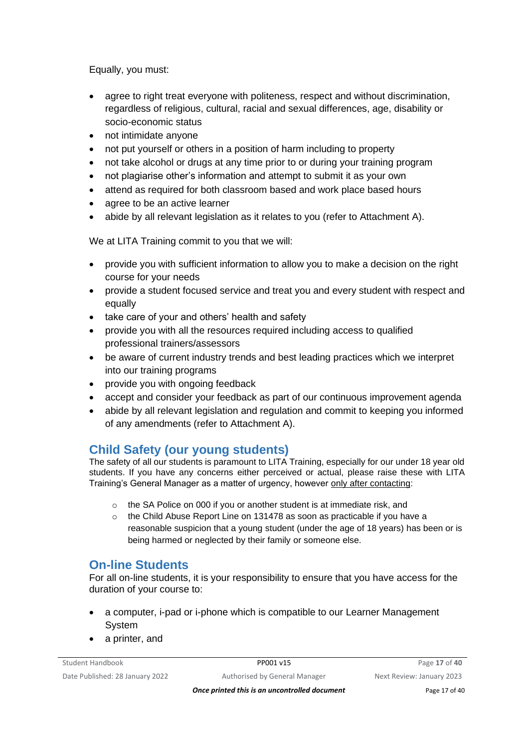Equally, you must:

- agree to right treat everyone with politeness, respect and without discrimination, regardless of religious, cultural, racial and sexual differences, age, disability or socio-economic status
- not intimidate anyone
- not put yourself or others in a position of harm including to property
- not take alcohol or drugs at any time prior to or during your training program
- not plagiarise other's information and attempt to submit it as your own
- attend as required for both classroom based and work place based hours
- agree to be an active learner
- abide by all relevant legislation as it relates to you (refer to Attachment A).

We at LITA Training commit to you that we will:

- provide you with sufficient information to allow you to make a decision on the right course for your needs
- provide a student focused service and treat you and every student with respect and equally
- take care of your and others' health and safety
- provide you with all the resources required including access to qualified professional trainers/assessors
- be aware of current industry trends and best leading practices which we interpret into our training programs
- provide you with ongoing feedback
- accept and consider your feedback as part of our continuous improvement agenda
- abide by all relevant legislation and regulation and commit to keeping you informed of any amendments (refer to Attachment A).

## Child Safety (our young students)

The safety of all our students is paramount to LITA Training, especially for our under 18 year old students. If you have any concerns either perceived or actual, please raise these with LITA Training's General Manager as a matter of urgency, however <u>only after contacting</u>:

- the SA Police on 000 if you or another student is at immediate risk, and
- the Child Abuse Report Line on 131478 as soon as practicable if you have a reasonable suspicion that a young student (under the age of 18 years) has been or is being harmed or neglected by their family or someone else.

## On-line Students

For all on-line students, it is your responsibility to ensure that you have access for the duration of your course to:

- a computer, i-pad or i-phone which is compatible to our Learner Management System
- a printer, and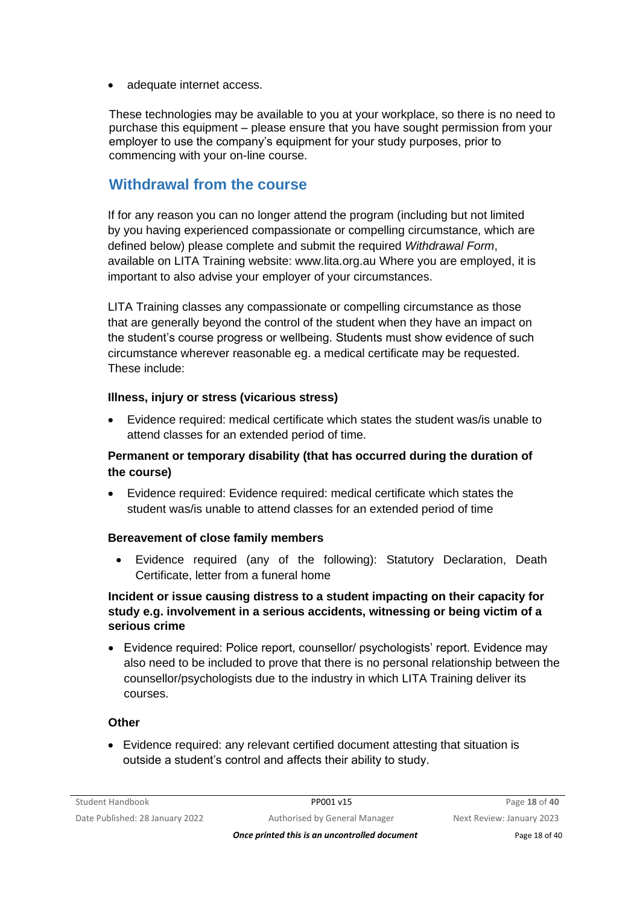- adequate internet access.

These technologies may be available to you at your workplace, so there is no need to purchase this equipment – please ensure that you have sought permission from your employer to use the company's equipment for your study purposes, prior to commencing with your on-line course.

## Withdrawal from the course

If for any reason you can no longer attend the program (including but not limited by you having experienced compassionate or compelling circumstance, which are defined below) please complete and submit the required *Withdrawal Form*, available on LITA Training website: www.lita.org.au Where you are employed, it is important to also advise your employer of your circumstances.

LITA Training classes any compassionate or compelling circumstance as those that are generally beyond the control of the student when they have an impact on the student's course progress or wellbeing. Students must show evidence of such circumstance wherever reasonable eg. a medical certificate may be requested. These include:

**Illness, injury or stress (vicarious stress)**

- Evidence required: medical certificate which states the student was/is unable to attend classes for an extended period of time.

**Permanent or temporary disability (that has occurred during the duration of the course)**

- Evidence required: Evidence required: medical certificate which states the student was/is unable to attend classes for an extended period of time

**Bereavement of close family members**

- Evidence required (any of the following): Statutory Declaration, Death Certificate, letter from a funeral home

**Incident or issue causing distress to a student impacting on their capacity for study e.g. involvement in a serious accidents, witnessing or being victim of a serious crime**

- Evidence required: Police report, counsellor/ psychologists' report. Evidence may also need to be included to prove that there is no personal relationship between the counsellor/psychologists due to the industry in which LITA Training deliver its courses.

**Other**

- Evidence required: any relevant certified document attesting that situation is outside a student's control and affects their ability to study.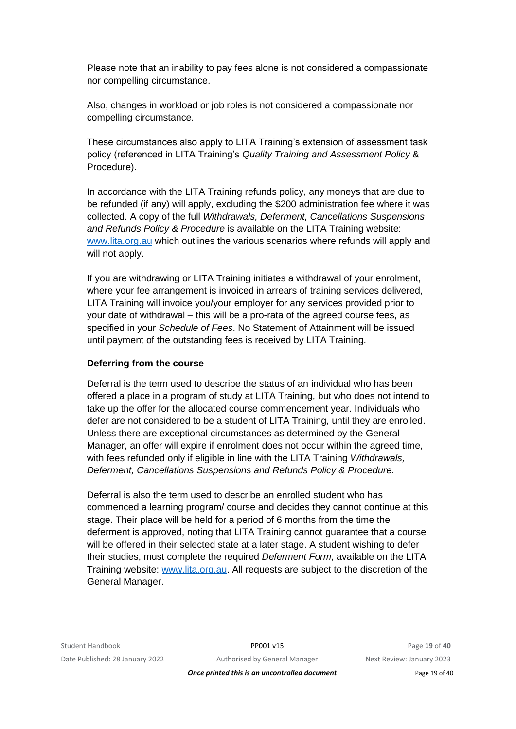Please note that an inability to pay fees alone is not considered a compassionate nor compelling circumstance.

Also, changes in workload or job roles is not considered a compassionate nor compelling circumstance.

These circumstances also apply to LITA Training's extension of assessment task policy (referenced in LITA Training's *Quality Training and Assessment Policy* & Procedure).

In accordance with the LITA Training refunds policy, any moneys that are due to be refunded (if any) will apply, excluding the $200 administration fee where it was collected. A copy of the full *Withdrawals, Deferment, Cancellations Suspensions and Refunds Policy & Procedure* is available on the LITA Training website: [www.lita.org.au](http://www.lita.org.au) which outlines the various scenarios where refunds will apply and will not apply.

If you are withdrawing or LITA Training initiates a withdrawal of your enrolment, where your fee arrangement is invoiced in arrears of training services delivered, LITA Training will invoice you/your employer for any services provided prior to your date of withdrawal – this will be a pro-rata of the agreed course fees, as specified in your *Schedule of Fees*. No Statement of Attainment will be issued until payment of the outstanding fees is received by LITA Training.

**Deferring from the course**

Deferral is the term used to describe the status of an individual who has been offered a place in a program of study at LITA Training, but who does not intend to take up the offer for the allocated course commencement year. Individuals who defer are not considered to be a student of LITA Training, until they are enrolled. Unless there are exceptional circumstances as determined by the General Manager, an offer will expire if enrolment does not occur within the agreed time, with fees refunded only if eligible in line with the LITA Training *Withdrawals, Deferment, Cancellations Suspensions and Refunds Policy & Procedure*.

Deferral is also the term used to describe an enrolled student who has commenced a learning program/ course and decides they cannot continue at this stage. Their place will be held for a period of 6 months from the time the deferment is approved, noting that LITA Training cannot guarantee that a course will be offered in their selected state at a later stage. A student wishing to defer their studies, must complete the required *Deferment Form*, available on the LITA Training website: [www.lita.org.au](http://www.lita.org.au). All requests are subject to the discretion of the General Manager.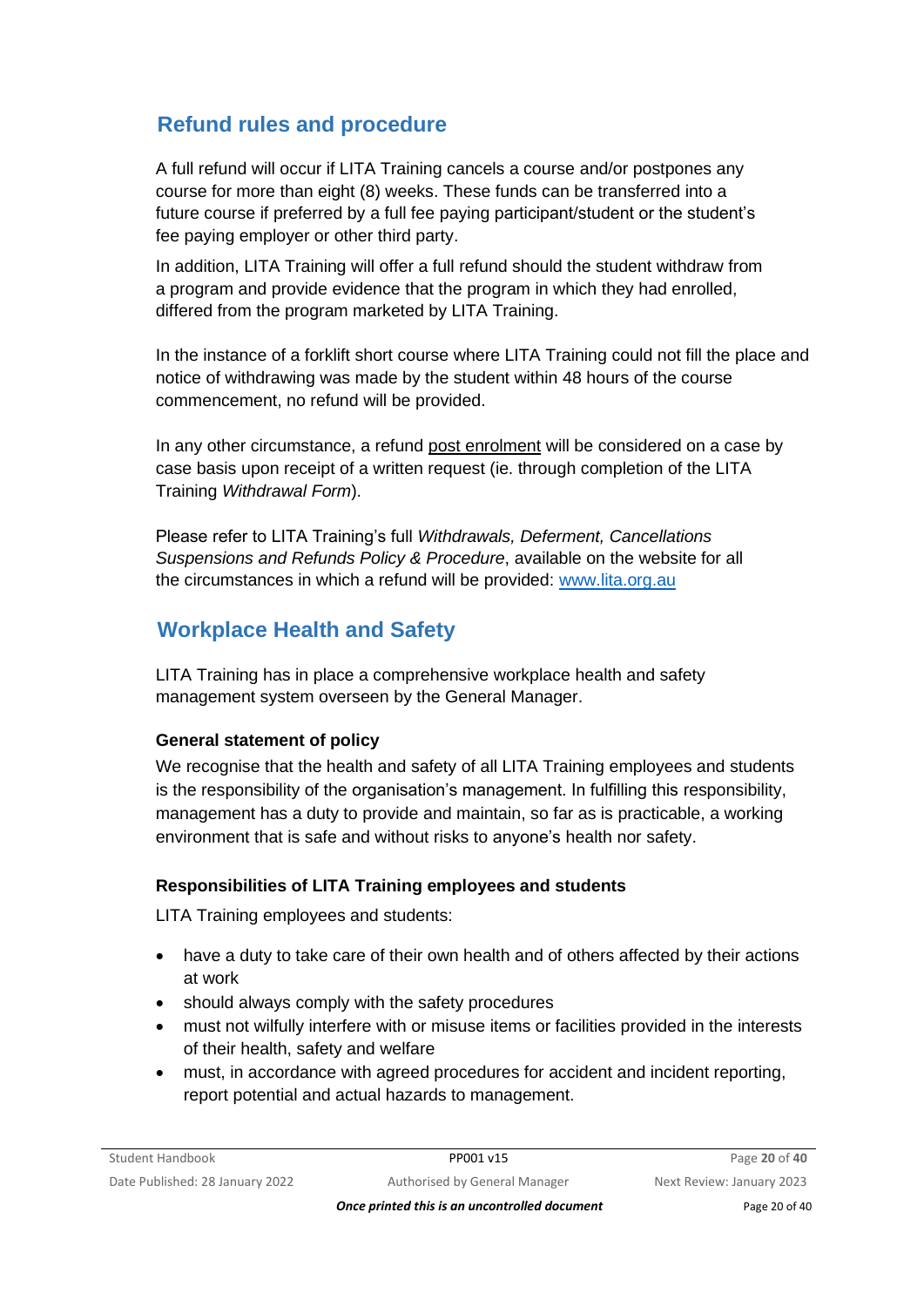## Refund rules and procedure

A full refund will occur if LITA Training cancels a course and/or postpones any course for more than eight (8) weeks. These funds can be transferred into a future course if preferred by a full fee paying participant/student or the student's fee paying employer or other third party.

In addition, LITA Training will offer a full refund should the student withdraw from a program and provide evidence that the program in which they had enrolled, differed from the program marketed by LITA Training.

In the instance of a forklift short course where LITA Training could not fill the place and notice of withdrawing was made by the student within 48 hours of the course commencement, no refund will be provided.

In any other circumstance, a refund post enrolment will be considered on a case by case basis upon receipt of a written request (ie. through completion of the LITA Training *Withdrawal Form*).

Please refer to LITA Training's full *Withdrawals, Deferment, Cancellations Suspensions and Refunds Policy & Procedure*, available on the website for all the circumstances in which a refund will be provided: [www.lita.org.au](http://www.lita.org.au)

## Workplace Health and Safety

LITA Training has in place a comprehensive workplace health and safety management system overseen by the General Manager.

### General statement of policy

We recognise that the health and safety of all LITA Training employees and students is the responsibility of the organisation's management. In fulfilling this responsibility, management has a duty to provide and maintain, so far as is practicable, a working environment that is safe and without risks to anyone's health nor safety.

### Responsibilities of LITA Training employees and students

LITA Training employees and students:

- have a duty to take care of their own health and of others affected by their actions at work
- should always comply with the safety procedures
- must not wilfully interfere with or misuse items or facilities provided in the interests of their health, safety and welfare
- must, in accordance with agreed procedures for accident and incident reporting, report potential and actual hazards to management.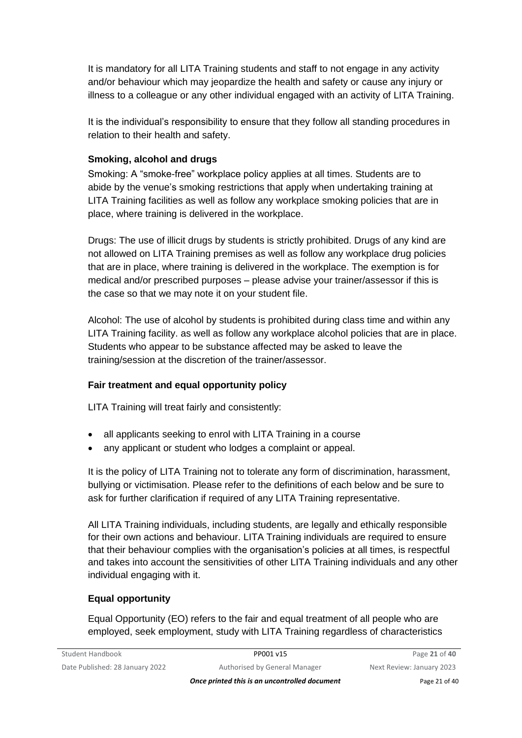It is mandatory for all LITA Training students and staff to not engage in any activity and/or behaviour which may jeopardize the health and safety or cause any injury or illness to a colleague or any other individual engaged with an activity of LITA Training.

It is the individual's responsibility to ensure that they follow all standing procedures in relation to their health and safety.

### Smoking, alcohol and drugs

Smoking: A "smoke-free" workplace policy applies at all times. Students are to abide by the venue's smoking restrictions that apply when undertaking training at LITA Training facilities as well as follow any workplace smoking policies that are in place, where training is delivered in the workplace.

Drugs: The use of illicit drugs by students is strictly prohibited. Drugs of any kind are not allowed on LITA Training premises as well as follow any workplace drug policies that are in place, where training is delivered in the workplace. The exemption is for medical and/or prescribed purposes – please advise your trainer/assessor if this is the case so that we may note it on your student file.

Alcohol: The use of alcohol by students is prohibited during class time and within any LITA Training facility. as well as follow any workplace alcohol policies that are in place. Students who appear to be substance affected may be asked to leave the training/session at the discretion of the trainer/assessor.

### Fair treatment and equal opportunity policy

LITA Training will treat fairly and consistently:

- all applicants seeking to enrol with LITA Training in a course
- any applicant or student who lodges a complaint or appeal.

It is the policy of LITA Training not to tolerate any form of discrimination, harassment, bullying or victimisation. Please refer to the definitions of each below and be sure to ask for further clarification if required of any LITA Training representative.

All LITA Training individuals, including students, are legally and ethically responsible for their own actions and behaviour. LITA Training individuals are required to ensure that their behaviour complies with the organisation's policies at all times, is respectful and takes into account the sensitivities of other LITA Training individuals and any other individual engaging with it.

### Equal opportunity

Equal Opportunity (EO) refers to the fair and equal treatment of all people who are employed, seek employment, study with LITA Training regardless of characteristics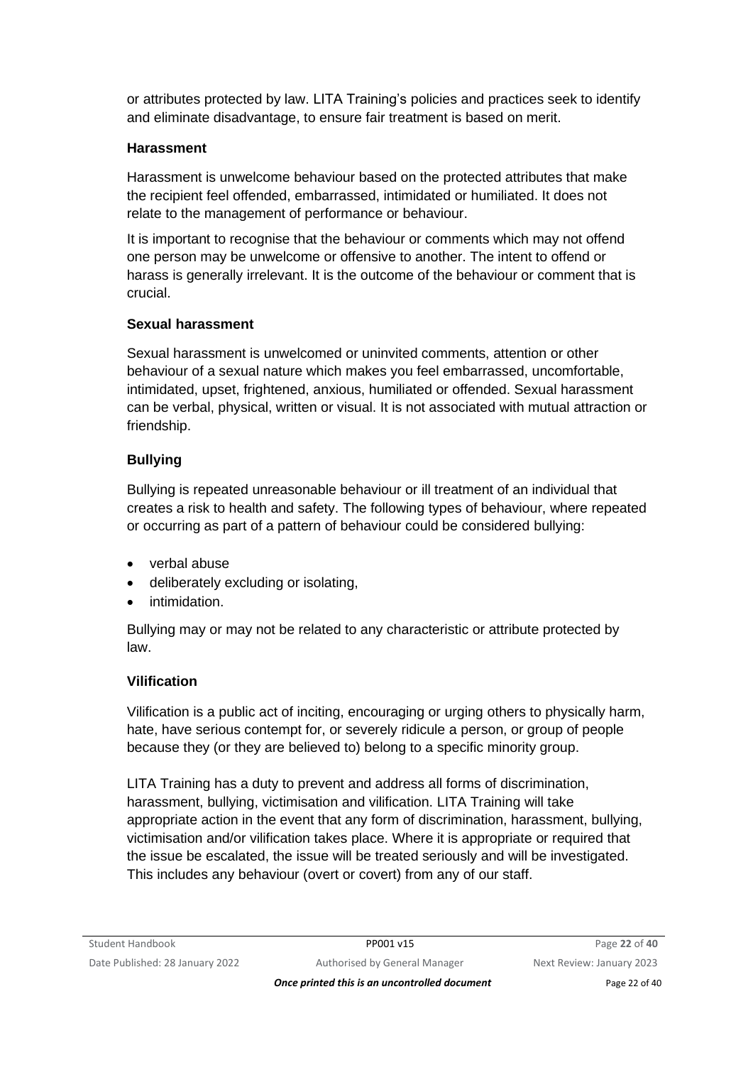or attributes protected by law. LITA Training's policies and practices seek to identify and eliminate disadvantage, to ensure fair treatment is based on merit.

### Harassment

Harassment is unwelcome behaviour based on the protected attributes that make the recipient feel offended, embarrassed, intimidated or humiliated. It does not relate to the management of performance or behaviour.

It is important to recognise that the behaviour or comments which may not offend one person may be unwelcome or offensive to another. The intent to offend or harass is generally irrelevant. It is the outcome of the behaviour or comment that is crucial.

### Sexual harassment

Sexual harassment is unwelcomed or uninvited comments, attention or other behaviour of a sexual nature which makes you feel embarrassed, uncomfortable, intimidated, upset, frightened, anxious, humiliated or offended. Sexual harassment can be verbal, physical, written or visual. It is not associated with mutual attraction or friendship.

### Bullying

Bullying is repeated unreasonable behaviour or ill treatment of an individual that creates a risk to health and safety. The following types of behaviour, where repeated or occurring as part of a pattern of behaviour could be considered bullying:

- verbal abuse
- deliberately excluding or isolating,
- intimidation.

Bullying may or may not be related to any characteristic or attribute protected by law.

### Vilification

Vilification is a public act of inciting, encouraging or urging others to physically harm, hate, have serious contempt for, or severely ridicule a person, or group of people because they (or they are believed to) belong to a specific minority group.

LITA Training has a duty to prevent and address all forms of discrimination, harassment, bullying, victimisation and vilification. LITA Training will take appropriate action in the event that any form of discrimination, harassment, bullying, victimisation and/or vilification takes place. Where it is appropriate or required that the issue be escalated, the issue will be treated seriously and will be investigated. This includes any behaviour (overt or covert) from any of our staff.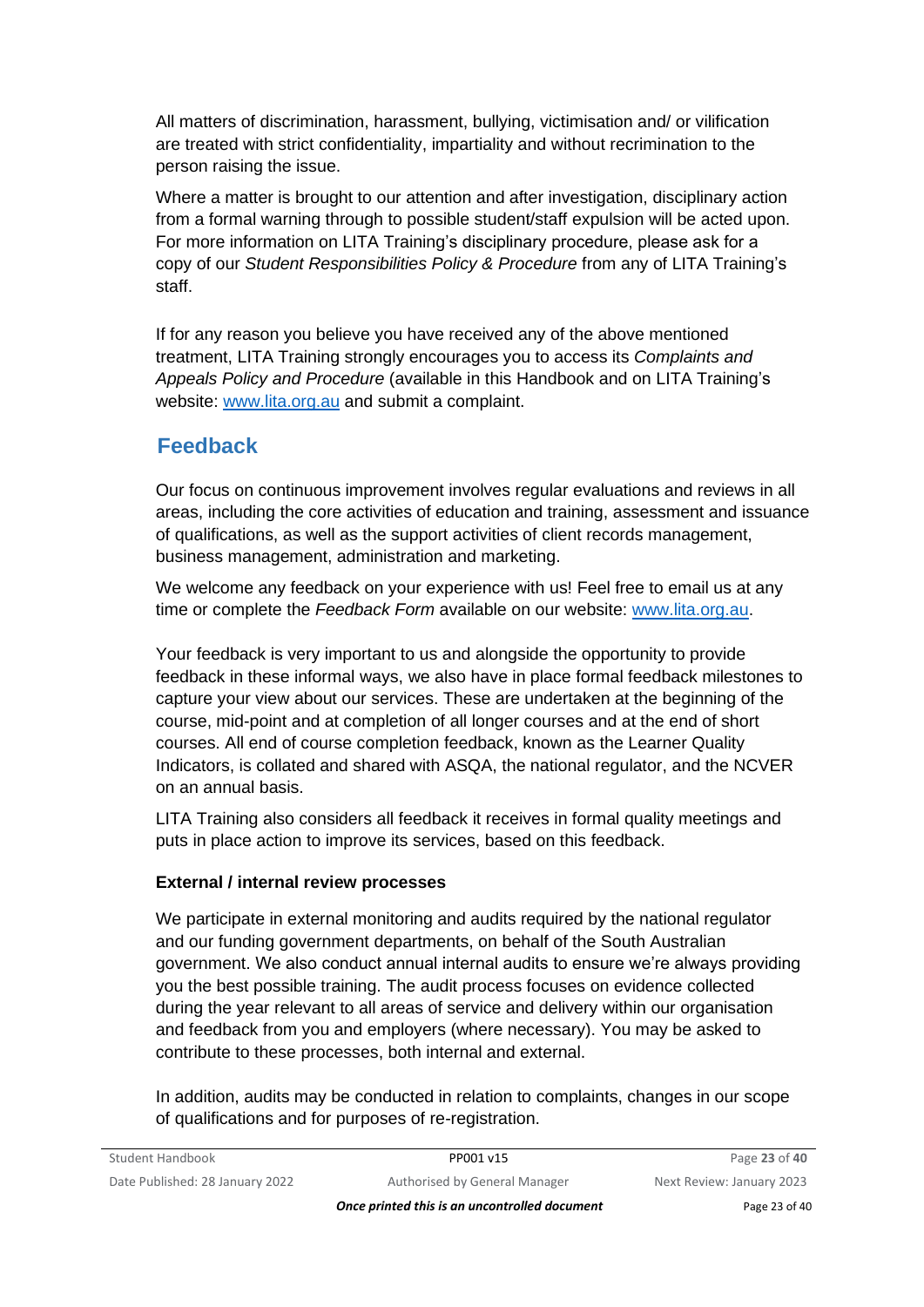All matters of discrimination, harassment, bullying, victimisation and/ or vilification are treated with strict confidentiality, impartiality and without recrimination to the person raising the issue.

Where a matter is brought to our attention and after investigation, disciplinary action from a formal warning through to possible student/staff expulsion will be acted upon. For more information on LITA Training's disciplinary procedure, please ask for a copy of our *Student Responsibilities Policy & Procedure* from any of LITA Training's staff.

If for any reason you believe you have received any of the above mentioned treatment, LITA Training strongly encourages you to access its *Complaints and Appeals Policy and Procedure* (available in this Handbook and on LITA Training's website: [www.lita.org.au](http://www.lita.org.au) and submit a complaint.

## Feedback

Our focus on continuous improvement involves regular evaluations and reviews in all areas, including the core activities of education and training, assessment and issuance of qualifications, as well as the support activities of client records management, business management, administration and marketing.

We welcome any feedback on your experience with us! Feel free to email us at any time or complete the *Feedback Form* available on our website: [www.lita.org.au](http://www.lita.org.au).

Your feedback is very important to us and alongside the opportunity to provide feedback in these informal ways, we also have in place formal feedback milestones to capture your view about our services. These are undertaken at the beginning of the course, mid-point and at completion of all longer courses and at the end of short courses. All end of course completion feedback, known as the Learner Quality Indicators, is collated and shared with ASQA, the national regulator, and the NCVER on an annual basis.

LITA Training also considers all feedback it receives in formal quality meetings and puts in place action to improve its services, based on this feedback.

**External / internal review processes**

We participate in external monitoring and audits required by the national regulator and our funding government departments, on behalf of the South Australian government. We also conduct annual internal audits to ensure we're always providing you the best possible training. The audit process focuses on evidence collected during the year relevant to all areas of service and delivery within our organisation and feedback from you and employers (where necessary). You may be asked to contribute to these processes, both internal and external.

In addition, audits may be conducted in relation to complaints, changes in our scope of qualifications and for purposes of re-registration.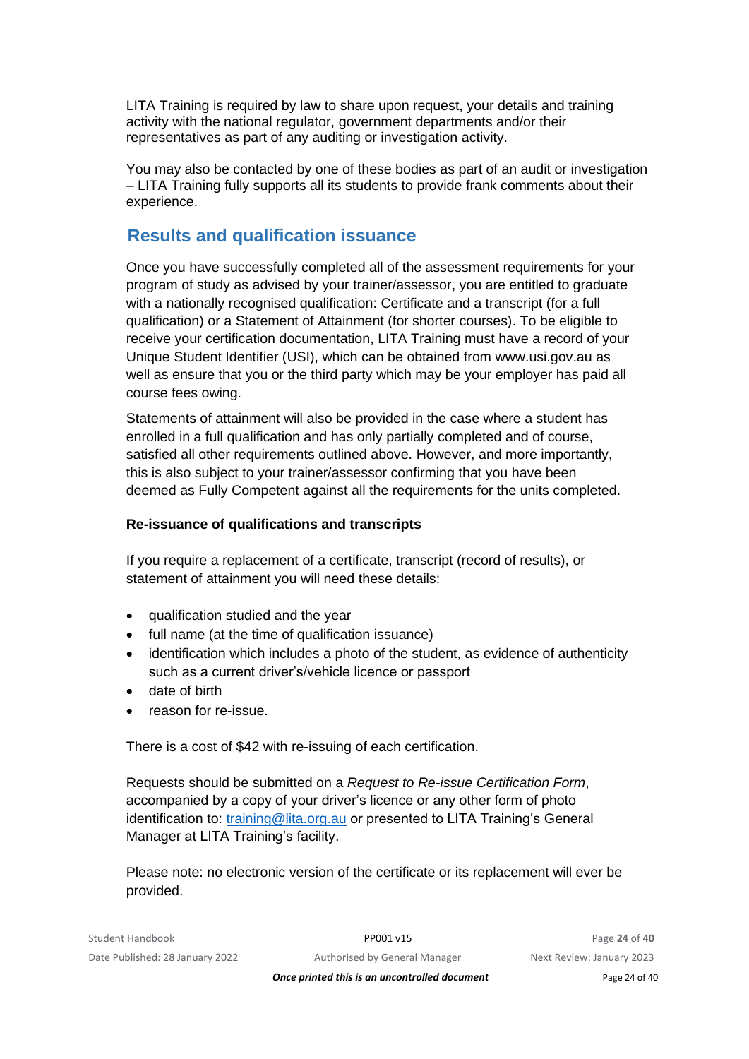LITA Training is required by law to share upon request, your details and training activity with the national regulator, government departments and/or their representatives as part of any auditing or investigation activity.

You may also be contacted by one of these bodies as part of an audit or investigation – LITA Training fully supports all its students to provide frank comments about their experience.

## Results and qualification issuance

Once you have successfully completed all of the assessment requirements for your program of study as advised by your trainer/assessor, you are entitled to graduate with a nationally recognised qualification: Certificate and a transcript (for a full qualification) or a Statement of Attainment (for shorter courses). To be eligible to receive your certification documentation, LITA Training must have a record of your Unique Student Identifier (USI), which can be obtained from www.usi.gov.au as well as ensure that you or the third party which may be your employer has paid all course fees owing.

Statements of attainment will also be provided in the case where a student has enrolled in a full qualification and has only partially completed and of course, satisfied all other requirements outlined above. However, and more importantly, this is also subject to your trainer/assessor confirming that you have been deemed as Fully Competent against all the requirements for the units completed.

### Re-issuance of qualifications and transcripts

If you require a replacement of a certificate, transcript (record of results), or statement of attainment you will need these details:

- qualification studied and the year
- full name (at the time of qualification issuance)
- identification which includes a photo of the student, as evidence of authenticity such as a current driver's/vehicle licence or passport
- date of birth
- reason for re-issue.

There is a cost of $42 with re-issuing of each certification.

Requests should be submitted on a *Request to Re-issue Certification Form*, accompanied by a copy of your driver's licence or any other form of photo identification to: training@lita.org.au or presented to LITA Training's General Manager at LITA Training's facility.

Please note: no electronic version of the certificate or its replacement will ever be provided.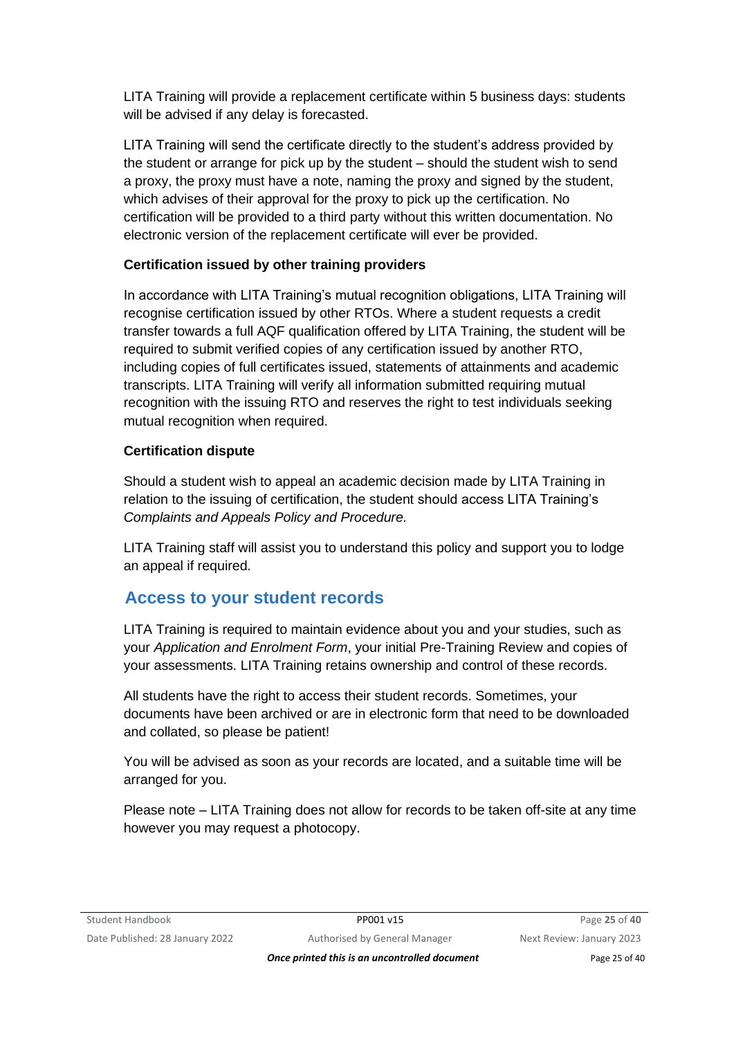LITA Training will provide a replacement certificate within 5 business days: students will be advised if any delay is forecasted.

LITA Training will send the certificate directly to the student's address provided by the student or arrange for pick up by the student – should the student wish to send a proxy, the proxy must have a note, naming the proxy and signed by the student, which advises of their approval for the proxy to pick up the certification. No certification will be provided to a third party without this written documentation. No electronic version of the replacement certificate will ever be provided.

**Certification issued by other training providers**

In accordance with LITA Training's mutual recognition obligations, LITA Training will recognise certification issued by other RTOs. Where a student requests a credit transfer towards a full AQF qualification offered by LITA Training, the student will be required to submit verified copies of any certification issued by another RTO, including copies of full certificates issued, statements of attainments and academic transcripts. LITA Training will verify all information submitted requiring mutual recognition with the issuing RTO and reserves the right to test individuals seeking mutual recognition when required.

**Certification dispute**

Should a student wish to appeal an academic decision made by LITA Training in relation to the issuing of certification, the student should access LITA Training's *Complaints and Appeals Policy and Procedure.*

LITA Training staff will assist you to understand this policy and support you to lodge an appeal if required.

## Access to your student records

LITA Training is required to maintain evidence about you and your studies, such as your *Application and Enrolment Form*, your initial Pre-Training Review and copies of your assessments. LITA Training retains ownership and control of these records.

All students have the right to access their student records. Sometimes, your documents have been archived or are in electronic form that need to be downloaded and collated, so please be patient!

You will be advised as soon as your records are located, and a suitable time will be arranged for you.

Please note – LITA Training does not allow for records to be taken off-site at any time however you may request a photocopy.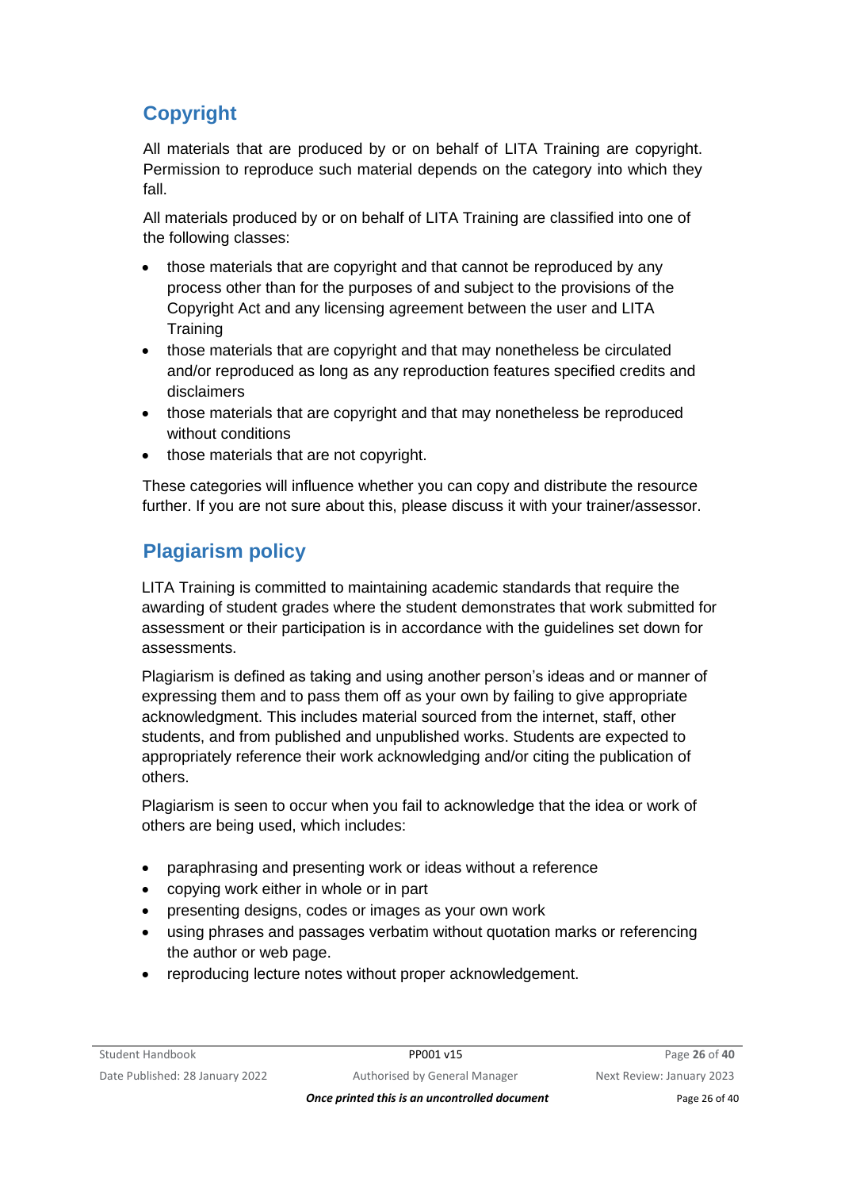## Copyright

All materials that are produced by or on behalf of LITA Training are copyright. Permission to reproduce such material depends on the category into which they fall.

All materials produced by or on behalf of LITA Training are classified into one of the following classes:

- those materials that are copyright and that cannot be reproduced by any process other than for the purposes of and subject to the provisions of the Copyright Act and any licensing agreement between the user and LITA Training
- those materials that are copyright and that may nonetheless be circulated and/or reproduced as long as any reproduction features specified credits and disclaimers
- those materials that are copyright and that may nonetheless be reproduced without conditions
- those materials that are not copyright.

These categories will influence whether you can copy and distribute the resource further. If you are not sure about this, please discuss it with your trainer/assessor.

## Plagiarism policy

LITA Training is committed to maintaining academic standards that require the awarding of student grades where the student demonstrates that work submitted for assessment or their participation is in accordance with the guidelines set down for assessments.

Plagiarism is defined as taking and using another person's ideas and or manner of expressing them and to pass them off as your own by failing to give appropriate acknowledgment. This includes material sourced from the internet, staff, other students, and from published and unpublished works. Students are expected to appropriately reference their work acknowledging and/or citing the publication of others.

Plagiarism is seen to occur when you fail to acknowledge that the idea or work of others are being used, which includes:

- paraphrasing and presenting work or ideas without a reference
- copying work either in whole or in part
- presenting designs, codes or images as your own work
- using phrases and passages verbatim without quotation marks or referencing the author or web page.
- reproducing lecture notes without proper acknowledgement.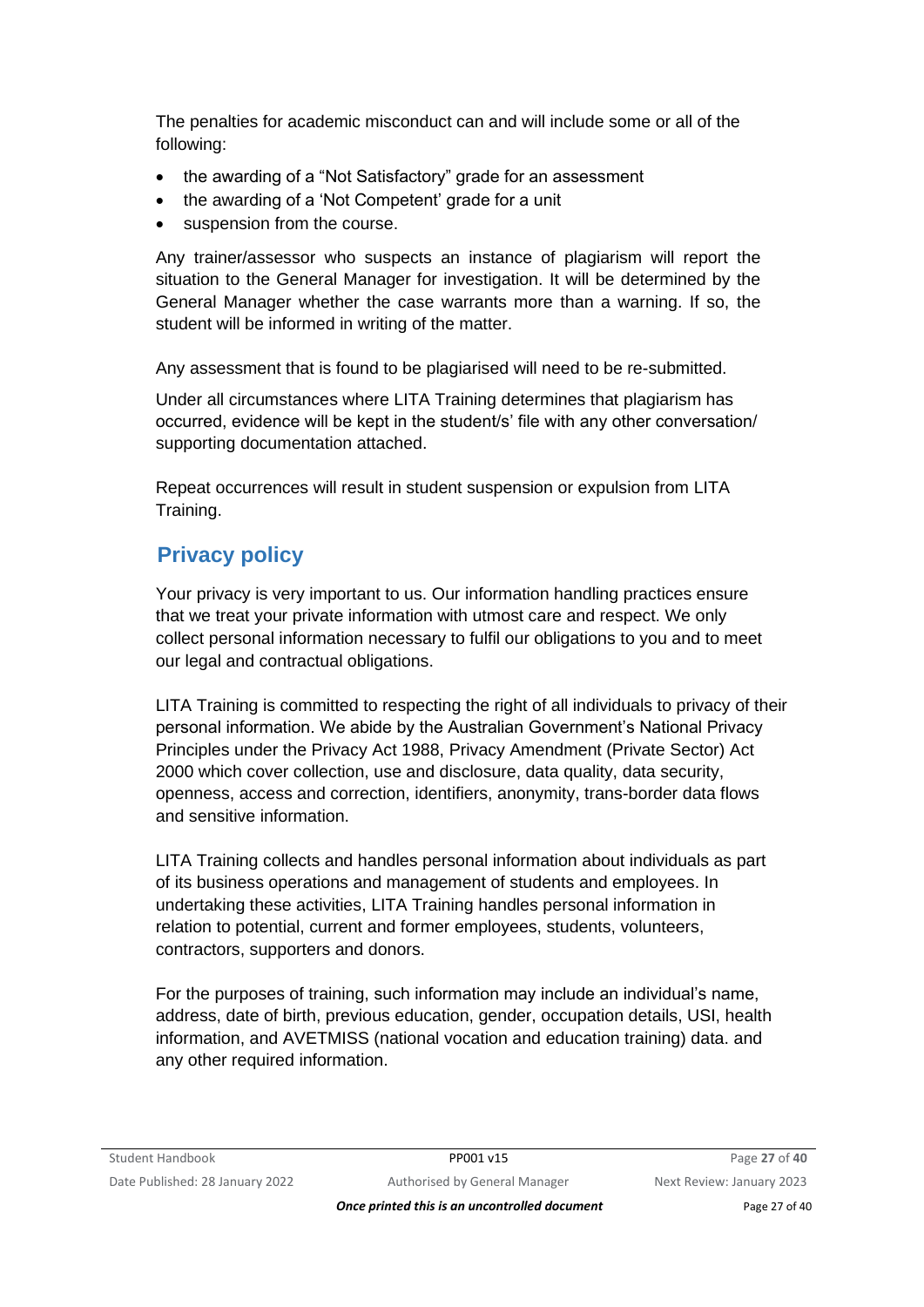The penalties for academic misconduct can and will include some or all of the following:

- the awarding of a "Not Satisfactory" grade for an assessment
- the awarding of a 'Not Competent' grade for a unit
- suspension from the course.

Any trainer/assessor who suspects an instance of plagiarism will report the situation to the General Manager for investigation. It will be determined by the General Manager whether the case warrants more than a warning. If so, the student will be informed in writing of the matter.

Any assessment that is found to be plagiarised will need to be re-submitted.

Under all circumstances where LITA Training determines that plagiarism has occurred, evidence will be kept in the student/s' file with any other conversation/ supporting documentation attached.

Repeat occurrences will result in student suspension or expulsion from LITA Training.

## Privacy policy

Your privacy is very important to us. Our information handling practices ensure that we treat your private information with utmost care and respect. We only collect personal information necessary to fulfil our obligations to you and to meet our legal and contractual obligations.

LITA Training is committed to respecting the right of all individuals to privacy of their personal information. We abide by the Australian Government's National Privacy Principles under the Privacy Act 1988, Privacy Amendment (Private Sector) Act 2000 which cover collection, use and disclosure, data quality, data security, openness, access and correction, identifiers, anonymity, trans-border data flows and sensitive information.

LITA Training collects and handles personal information about individuals as part of its business operations and management of students and employees. In undertaking these activities, LITA Training handles personal information in relation to potential, current and former employees, students, volunteers, contractors, supporters and donors.

For the purposes of training, such information may include an individual's name, address, date of birth, previous education, gender, occupation details, USI, health information, and AVETMISS (national vocation and education training) data. and any other required information.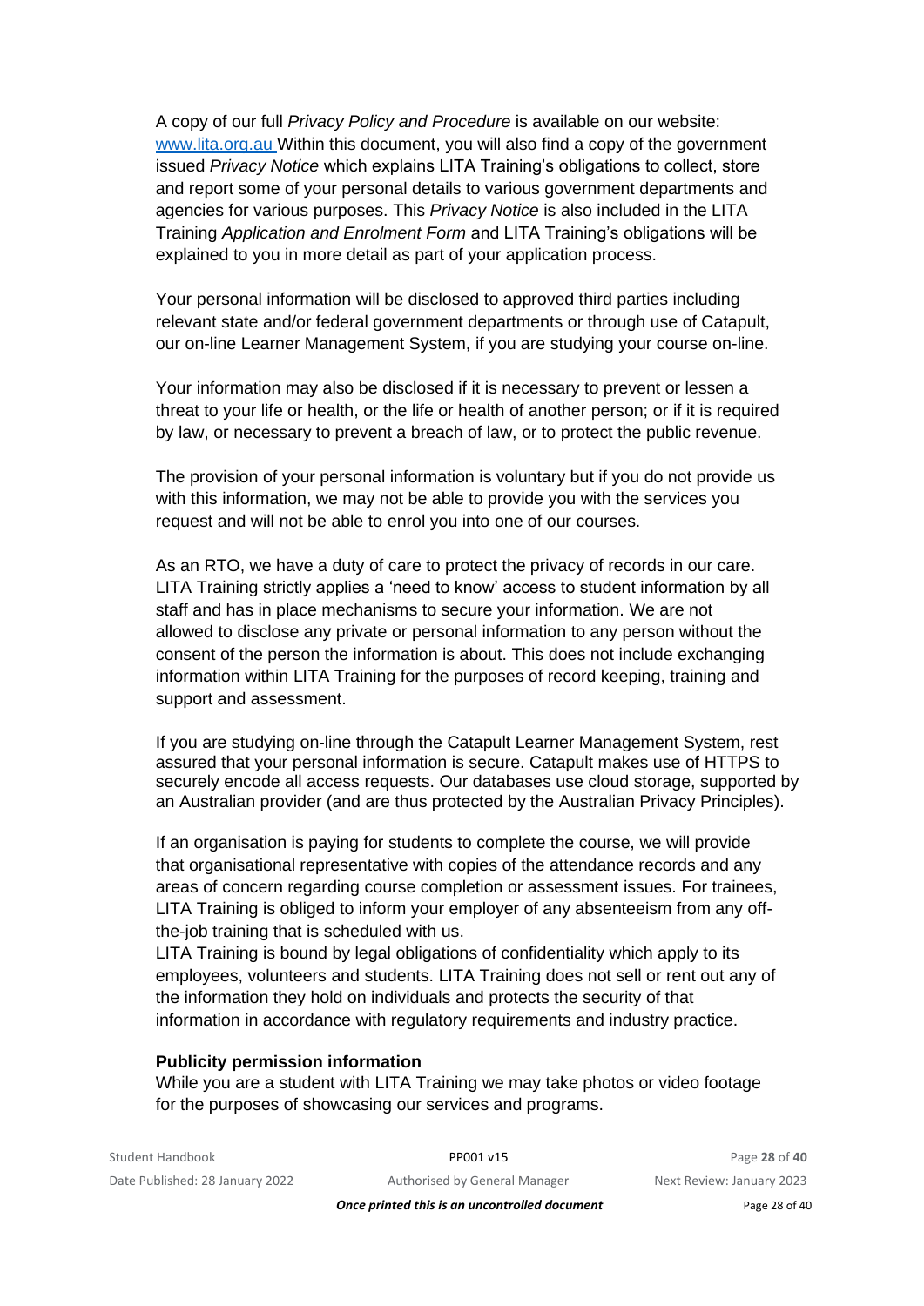A copy of our full *Privacy Policy and Procedure* is available on our website: www.lita.org.au Within this document, you will also find a copy of the government issued *Privacy Notice* which explains LITA Training's obligations to collect, store and report some of your personal details to various government departments and agencies for various purposes. This *Privacy Notice* is also included in the LITA Training *Application and Enrolment Form* and LITA Training's obligations will be explained to you in more detail as part of your application process.

Your personal information will be disclosed to approved third parties including relevant state and/or federal government departments or through use of Catapult, our on-line Learner Management System, if you are studying your course on-line.

Your information may also be disclosed if it is necessary to prevent or lessen a threat to your life or health, or the life or health of another person; or if it is required by law, or necessary to prevent a breach of law, or to protect the public revenue.

The provision of your personal information is voluntary but if you do not provide us with this information, we may not be able to provide you with the services you request and will not be able to enrol you into one of our courses.

As an RTO, we have a duty of care to protect the privacy of records in our care. LITA Training strictly applies a 'need to know' access to student information by all staff and has in place mechanisms to secure your information. We are not allowed to disclose any private or personal information to any person without the consent of the person the information is about. This does not include exchanging information within LITA Training for the purposes of record keeping, training and support and assessment.

If you are studying on-line through the Catapult Learner Management System, rest assured that your personal information is secure. Catapult makes use of HTTPS to securely encode all access requests. Our databases use cloud storage, supported by an Australian provider (and are thus protected by the Australian Privacy Principles).

If an organisation is paying for students to complete the course, we will provide that organisational representative with copies of the attendance records and any areas of concern regarding course completion or assessment issues. For trainees, LITA Training is obliged to inform your employer of any absenteeism from any off-the-job training that is scheduled with us.
LITA Training is bound by legal obligations of confidentiality which apply to its employees, volunteers and students. LITA Training does not sell or rent out any of the information they hold on individuals and protects the security of that information in accordance with regulatory requirements and industry practice.

**Publicity permission information**

While you are a student with LITA Training we may take photos or video footage for the purposes of showcasing our services and programs.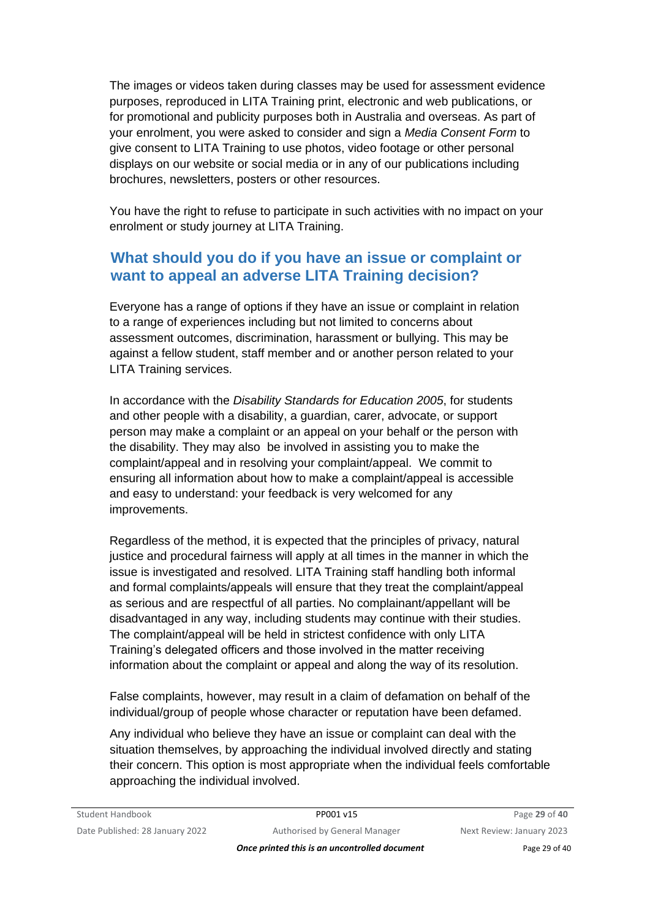The images or videos taken during classes may be used for assessment evidence purposes, reproduced in LITA Training print, electronic and web publications, or for promotional and publicity purposes both in Australia and overseas. As part of your enrolment, you were asked to consider and sign a *Media Consent Form* to give consent to LITA Training to use photos, video footage or other personal displays on our website or social media or in any of our publications including brochures, newsletters, posters or other resources.

You have the right to refuse to participate in such activities with no impact on your enrolment or study journey at LITA Training.

## What should you do if you have an issue or complaint or want to appeal an adverse LITA Training decision?

Everyone has a range of options if they have an issue or complaint in relation to a range of experiences including but not limited to concerns about assessment outcomes, discrimination, harassment or bullying. This may be against a fellow student, staff member and or another person related to your LITA Training services.

In accordance with the *Disability Standards for Education 2005*, for students and other people with a disability, a guardian, carer, advocate, or support person may make a complaint or an appeal on your behalf or the person with the disability. They may also be involved in assisting you to make the complaint/appeal and in resolving your complaint/appeal. We commit to ensuring all information about how to make a complaint/appeal is accessible and easy to understand: your feedback is very welcomed for any improvements.

Regardless of the method, it is expected that the principles of privacy, natural justice and procedural fairness will apply at all times in the manner in which the issue is investigated and resolved. LITA Training staff handling both informal and formal complaints/appeals will ensure that they treat the complaint/appeal as serious and are respectful of all parties. No complainant/appellant will be disadvantaged in any way, including students may continue with their studies. The complaint/appeal will be held in strictest confidence with only LITA Training's delegated officers and those involved in the matter receiving information about the complaint or appeal and along the way of its resolution.

False complaints, however, may result in a claim of defamation on behalf of the individual/group of people whose character or reputation have been defamed.

Any individual who believe they have an issue or complaint can deal with the situation themselves, by approaching the individual involved directly and stating their concern. This option is most appropriate when the individual feels comfortable approaching the individual involved.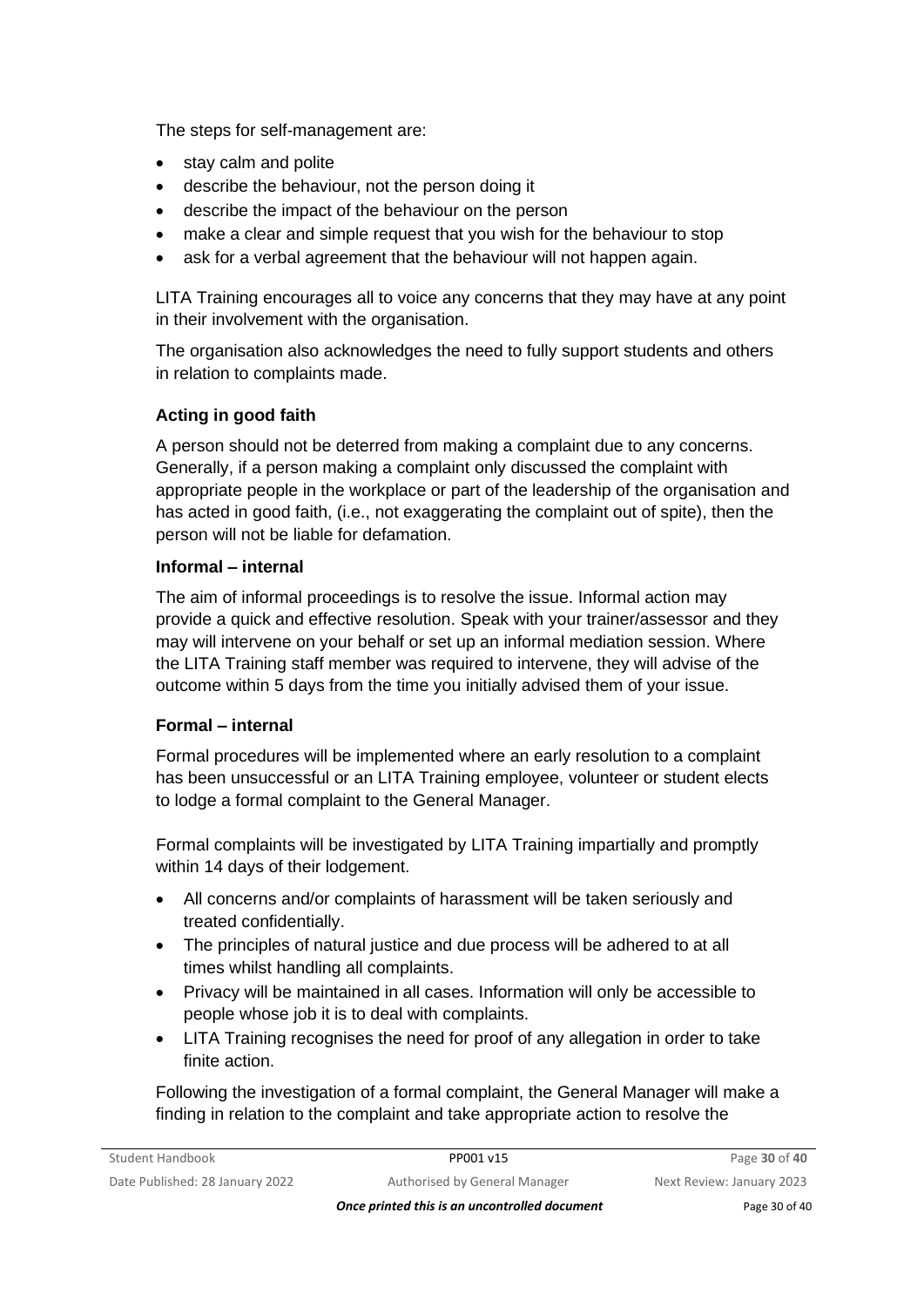The steps for self-management are:

- stay calm and polite
- describe the behaviour, not the person doing it
- describe the impact of the behaviour on the person
- make a clear and simple request that you wish for the behaviour to stop
- ask for a verbal agreement that the behaviour will not happen again.

LITA Training encourages all to voice any concerns that they may have at any point in their involvement with the organisation.

The organisation also acknowledges the need to fully support students and others in relation to complaints made.

### Acting in good faith

A person should not be deterred from making a complaint due to any concerns. Generally, if a person making a complaint only discussed the complaint with appropriate people in the workplace or part of the leadership of the organisation and has acted in good faith, (i.e., not exaggerating the complaint out of spite), then the person will not be liable for defamation.

### Informal – internal

The aim of informal proceedings is to resolve the issue. Informal action may provide a quick and effective resolution. Speak with your trainer/assessor and they may will intervene on your behalf or set up an informal mediation session. Where the LITA Training staff member was required to intervene, they will advise of the outcome within 5 days from the time you initially advised them of your issue.

### Formal – internal

Formal procedures will be implemented where an early resolution to a complaint has been unsuccessful or an LITA Training employee, volunteer or student elects to lodge a formal complaint to the General Manager.

Formal complaints will be investigated by LITA Training impartially and promptly within 14 days of their lodgement.

- All concerns and/or complaints of harassment will be taken seriously and treated confidentially.
- The principles of natural justice and due process will be adhered to at all times whilst handling all complaints.
- Privacy will be maintained in all cases. Information will only be accessible to people whose job it is to deal with complaints.
- LITA Training recognises the need for proof of any allegation in order to take finite action.

Following the investigation of a formal complaint, the General Manager will make a finding in relation to the complaint and take appropriate action to resolve the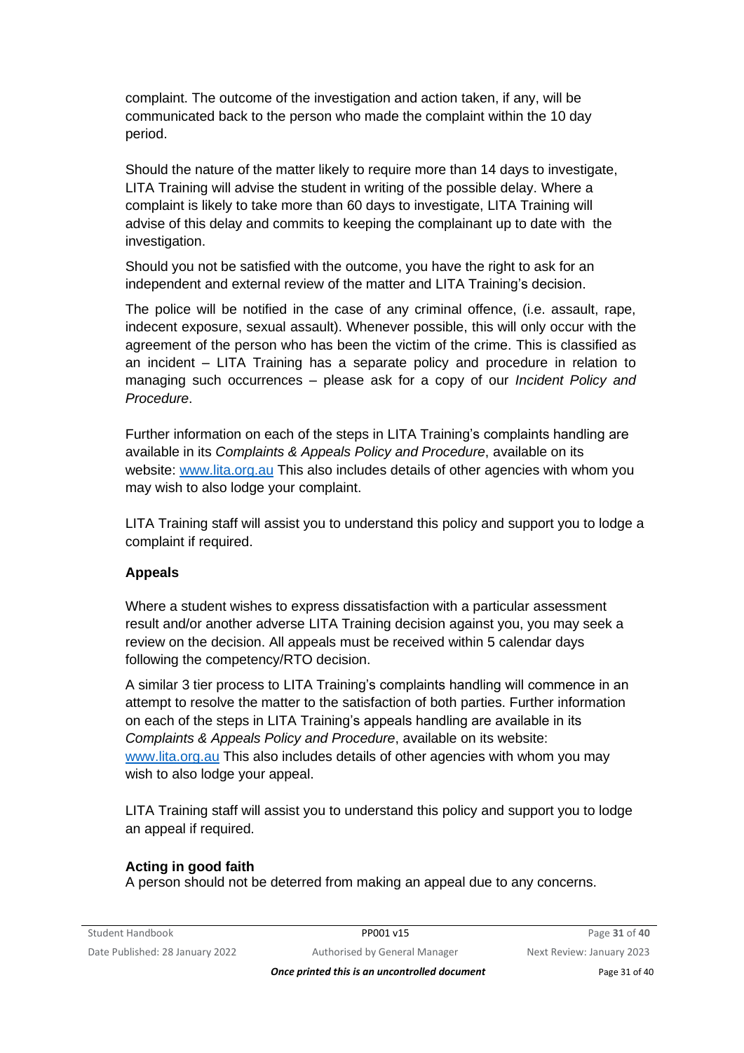complaint. The outcome of the investigation and action taken, if any, will be communicated back to the person who made the complaint within the 10 day period.

Should the nature of the matter likely to require more than 14 days to investigate, LITA Training will advise the student in writing of the possible delay. Where a complaint is likely to take more than 60 days to investigate, LITA Training will advise of this delay and commits to keeping the complainant up to date with the investigation.

Should you not be satisfied with the outcome, you have the right to ask for an independent and external review of the matter and LITA Training's decision.

The police will be notified in the case of any criminal offence, (i.e. assault, rape, indecent exposure, sexual assault). Whenever possible, this will only occur with the agreement of the person who has been the victim of the crime. This is classified as an incident – LITA Training has a separate policy and procedure in relation to managing such occurrences – please ask for a copy of our *Incident Policy and Procedure*.

Further information on each of the steps in LITA Training's complaints handling are available in its *Complaints & Appeals Policy and Procedure*, available on its website: www.lita.org.au This also includes details of other agencies with whom you may wish to also lodge your complaint.

LITA Training staff will assist you to understand this policy and support you to lodge a complaint if required.

**Appeals**

Where a student wishes to express dissatisfaction with a particular assessment result and/or another adverse LITA Training decision against you, you may seek a review on the decision. All appeals must be received within 5 calendar days following the competency/RTO decision.

A similar 3 tier process to LITA Training's complaints handling will commence in an attempt to resolve the matter to the satisfaction of both parties. Further information on each of the steps in LITA Training's appeals handling are available in its *Complaints & Appeals Policy and Procedure*, available on its website: www.lita.org.au This also includes details of other agencies with whom you may wish to also lodge your appeal.

LITA Training staff will assist you to understand this policy and support you to lodge an appeal if required.

**Acting in good faith**

A person should not be deterred from making an appeal due to any concerns.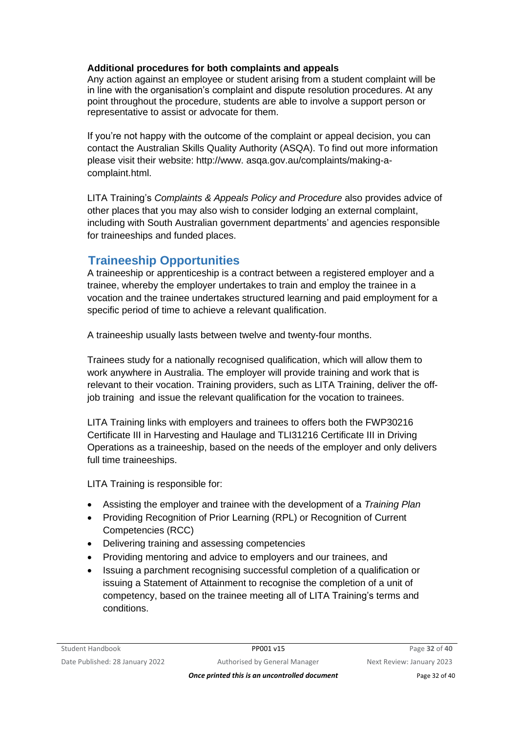**Additional procedures for both complaints and appeals**

Any action against an employee or student arising from a student complaint will be in line with the organisation's complaint and dispute resolution procedures. At any point throughout the procedure, students are able to involve a support person or representative to assist or advocate for them.

If you're not happy with the outcome of the complaint or appeal decision, you can contact the Australian Skills Quality Authority (ASQA). To find out more information please visit their website: http://www. asqa.gov.au/complaints/making-a-complaint.html.

LITA Training's *Complaints & Appeals Policy and Procedure* also provides advice of other places that you may also wish to consider lodging an external complaint, including with South Australian government departments' and agencies responsible for traineeships and funded places.

## Traineeship Opportunities

A traineeship or apprenticeship is a contract between a registered employer and a trainee, whereby the employer undertakes to train and employ the trainee in a vocation and the trainee undertakes structured learning and paid employment for a specific period of time to achieve a relevant qualification.

A traineeship usually lasts between twelve and twenty-four months.

Trainees study for a nationally recognised qualification, which will allow them to work anywhere in Australia. The employer will provide training and work that is relevant to their vocation. Training providers, such as LITA Training, deliver the off-job training and issue the relevant qualification for the vocation to trainees.

LITA Training links with employers and trainees to offers both the FWP30216 Certificate III in Harvesting and Haulage and TLI31216 Certificate III in Driving Operations as a traineeship, based on the needs of the employer and only delivers full time traineeships.

LITA Training is responsible for:

- Assisting the employer and trainee with the development of a *Training Plan*
- Providing Recognition of Prior Learning (RPL) or Recognition of Current Competencies (RCC)
- Delivering training and assessing competencies
- Providing mentoring and advice to employers and our trainees, and
- Issuing a parchment recognising successful completion of a qualification or issuing a Statement of Attainment to recognise the completion of a unit of competency, based on the trainee meeting all of LITA Training's terms and conditions.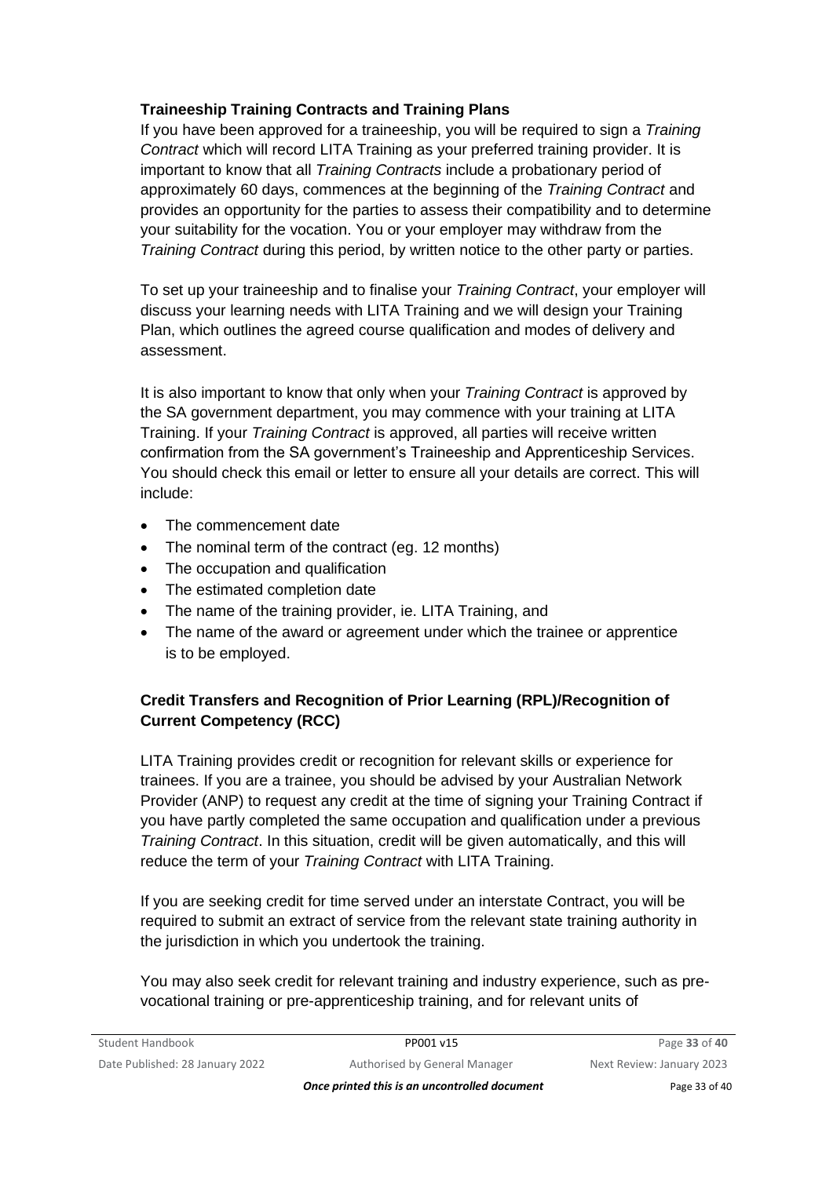**Traineeship Training Contracts and Training Plans**

If you have been approved for a traineeship, you will be required to sign a *Training Contract* which will record LITA Training as your preferred training provider. It is important to know that all *Training Contracts* include a probationary period of approximately 60 days, commences at the beginning of the *Training Contract* and provides an opportunity for the parties to assess their compatibility and to determine your suitability for the vocation. You or your employer may withdraw from the *Training Contract* during this period, by written notice to the other party or parties.

To set up your traineeship and to finalise your *Training Contract*, your employer will discuss your learning needs with LITA Training and we will design your Training Plan, which outlines the agreed course qualification and modes of delivery and assessment.

It is also important to know that only when your *Training Contract* is approved by the SA government department, you may commence with your training at LITA Training. If your *Training Contract* is approved, all parties will receive written confirmation from the SA government's Traineeship and Apprenticeship Services. You should check this email or letter to ensure all your details are correct. This will include:

- The commencement date
- The nominal term of the contract (eg. 12 months)
- The occupation and qualification
- The estimated completion date
- The name of the training provider, ie. LITA Training, and
- The name of the award or agreement under which the trainee or apprentice is to be employed.

**Credit Transfers and Recognition of Prior Learning (RPL)/Recognition of Current Competency (RCC)**

LITA Training provides credit or recognition for relevant skills or experience for trainees. If you are a trainee, you should be advised by your Australian Network Provider (ANP) to request any credit at the time of signing your Training Contract if you have partly completed the same occupation and qualification under a previous *Training Contract*. In this situation, credit will be given automatically, and this will reduce the term of your *Training Contract* with LITA Training.

If you are seeking credit for time served under an interstate Contract, you will be required to submit an extract of service from the relevant state training authority in the jurisdiction in which you undertook the training.

You may also seek credit for relevant training and industry experience, such as pre-vocational training or pre-apprenticeship training, and for relevant units of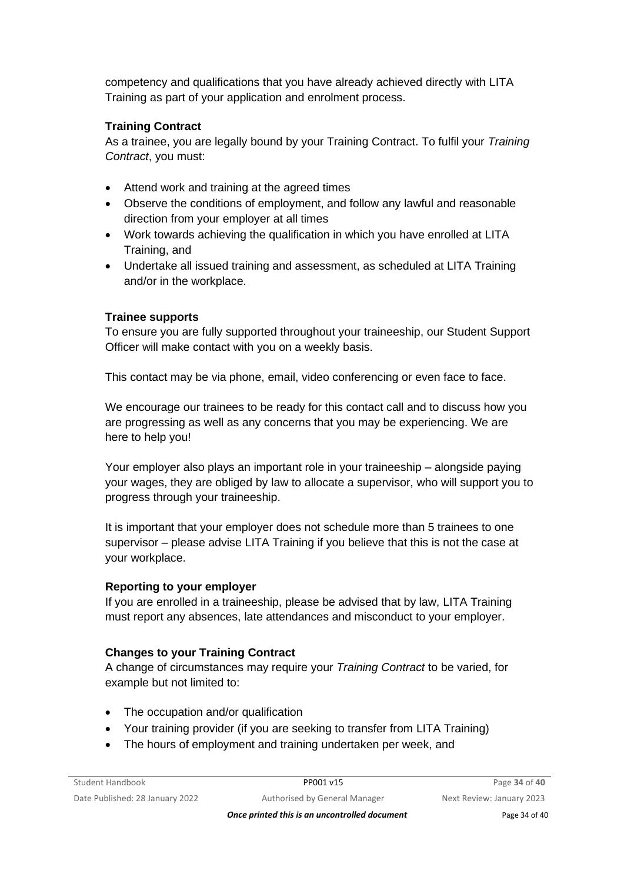competency and qualifications that you have already achieved directly with LITA Training as part of your application and enrolment process.

**Training Contract**

As a trainee, you are legally bound by your Training Contract. To fulfil your *Training Contract*, you must:

- Attend work and training at the agreed times
- Observe the conditions of employment, and follow any lawful and reasonable direction from your employer at all times
- Work towards achieving the qualification in which you have enrolled at LITA Training, and
- Undertake all issued training and assessment, as scheduled at LITA Training and/or in the workplace.

**Trainee supports**

To ensure you are fully supported throughout your traineeship, our Student Support Officer will make contact with you on a weekly basis.

This contact may be via phone, email, video conferencing or even face to face.

We encourage our trainees to be ready for this contact call and to discuss how you are progressing as well as any concerns that you may be experiencing. We are here to help you!

Your employer also plays an important role in your traineeship – alongside paying your wages, they are obliged by law to allocate a supervisor, who will support you to progress through your traineeship.

It is important that your employer does not schedule more than 5 trainees to one supervisor – please advise LITA Training if you believe that this is not the case at your workplace.

**Reporting to your employer**

If you are enrolled in a traineeship, please be advised that by law, LITA Training must report any absences, late attendances and misconduct to your employer.

**Changes to your Training Contract**

A change of circumstances may require your *Training Contract* to be varied, for example but not limited to:

- The occupation and/or qualification
- Your training provider (if you are seeking to transfer from LITA Training)
- The hours of employment and training undertaken per week, and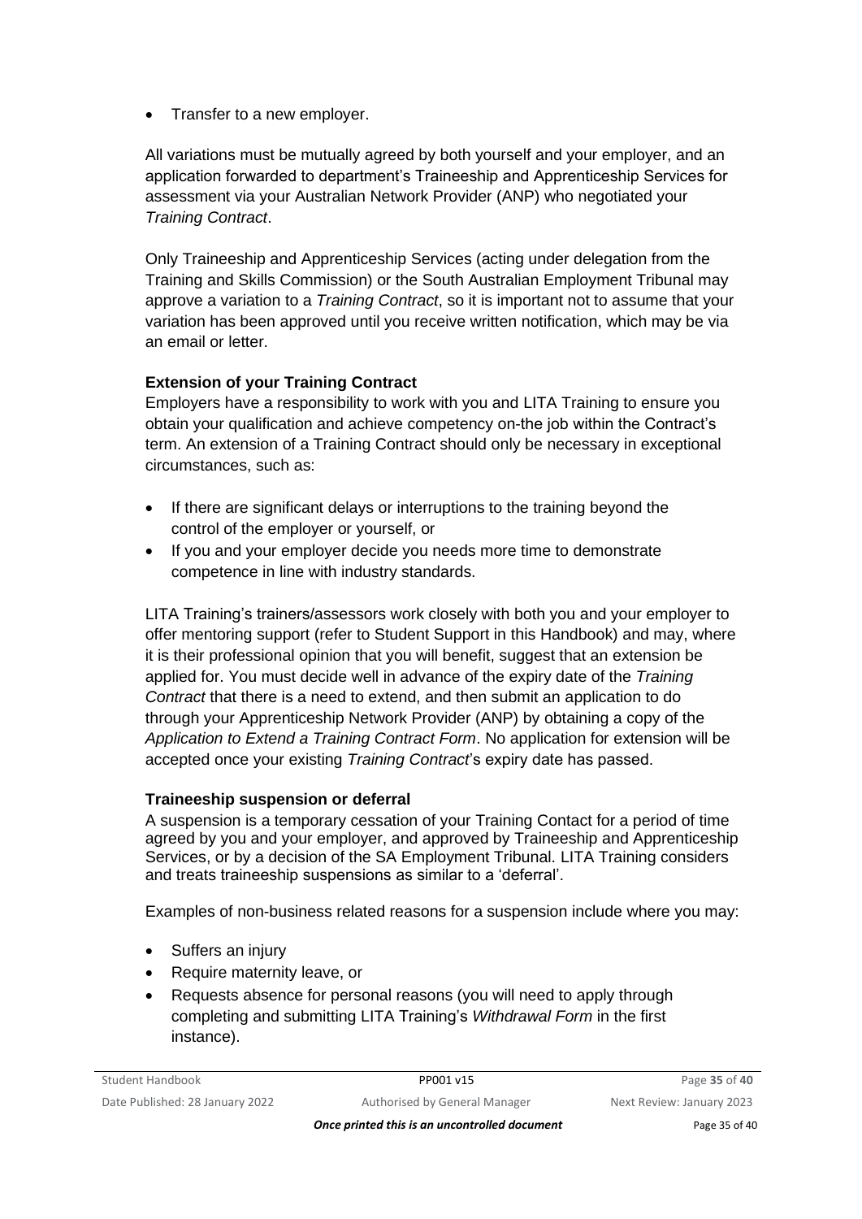- Transfer to a new employer.

All variations must be mutually agreed by both yourself and your employer, and an application forwarded to department's Traineeship and Apprenticeship Services for assessment via your Australian Network Provider (ANP) who negotiated your *Training Contract*.

Only Traineeship and Apprenticeship Services (acting under delegation from the Training and Skills Commission) or the South Australian Employment Tribunal may approve a variation to a *Training Contract*, so it is important not to assume that your variation has been approved until you receive written notification, which may be via an email or letter.

**Extension of your Training Contract**

Employers have a responsibility to work with you and LITA Training to ensure you obtain your qualification and achieve competency on-the job within the Contract's term. An extension of a Training Contract should only be necessary in exceptional circumstances, such as:

- If there are significant delays or interruptions to the training beyond the control of the employer or yourself, or
- If you and your employer decide you needs more time to demonstrate competence in line with industry standards.

LITA Training's trainers/assessors work closely with both you and your employer to offer mentoring support (refer to Student Support in this Handbook) and may, where it is their professional opinion that you will benefit, suggest that an extension be applied for. You must decide well in advance of the expiry date of the *Training Contract* that there is a need to extend, and then submit an application to do through your Apprenticeship Network Provider (ANP) by obtaining a copy of the *Application to Extend a Training Contract Form*. No application for extension will be accepted once your existing *Training Contract*'s expiry date has passed.

**Traineeship suspension or deferral**

A suspension is a temporary cessation of your Training Contact for a period of time agreed by you and your employer, and approved by Traineeship and Apprenticeship Services, or by a decision of the SA Employment Tribunal. LITA Training considers and treats traineeship suspensions as similar to a 'deferral'.

Examples of non-business related reasons for a suspension include where you may:

- Suffers an injury
- Require maternity leave, or
- Requests absence for personal reasons (you will need to apply through completing and submitting LITA Training's *Withdrawal Form* in the first instance).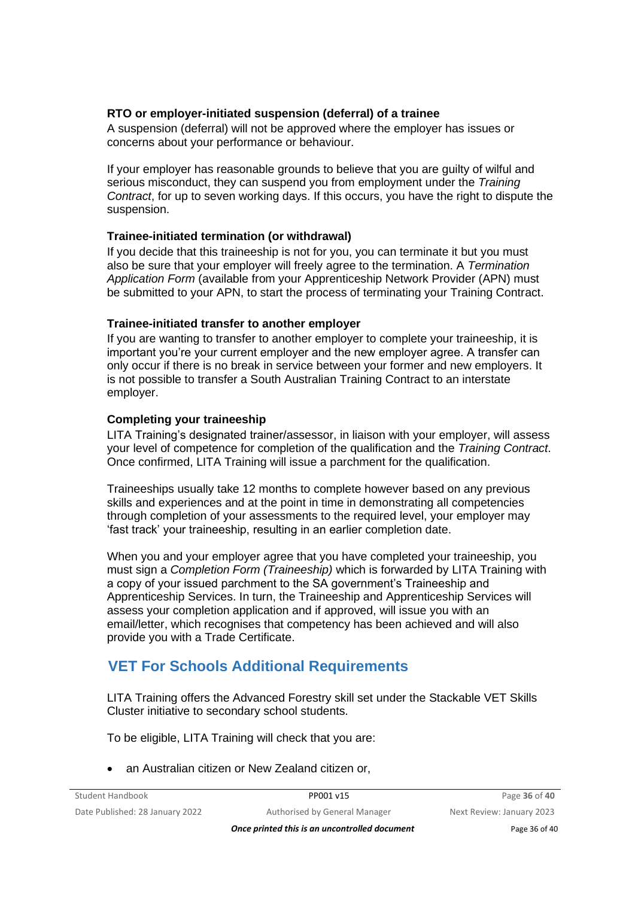### RTO or employer-initiated suspension (deferral) of a trainee

A suspension (deferral) will not be approved where the employer has issues or concerns about your performance or behaviour.

If your employer has reasonable grounds to believe that you are guilty of wilful and serious misconduct, they can suspend you from employment under the *Training Contract*, for up to seven working days. If this occurs, you have the right to dispute the suspension.

### Trainee-initiated termination (or withdrawal)

If you decide that this traineeship is not for you, you can terminate it but you must also be sure that your employer will freely agree to the termination. A *Termination Application Form* (available from your Apprenticeship Network Provider (APN) must be submitted to your APN, to start the process of terminating your Training Contract.

### Trainee-initiated transfer to another employer

If you are wanting to transfer to another employer to complete your traineeship, it is important you're your current employer and the new employer agree. A transfer can only occur if there is no break in service between your former and new employers. It is not possible to transfer a South Australian Training Contract to an interstate employer.

### Completing your traineeship

LITA Training's designated trainer/assessor, in liaison with your employer, will assess your level of competence for completion of the qualification and the *Training Contract*. Once confirmed, LITA Training will issue a parchment for the qualification.

Traineeships usually take 12 months to complete however based on any previous skills and experiences and at the point in time in demonstrating all competencies through completion of your assessments to the required level, your employer may 'fast track' your traineeship, resulting in an earlier completion date.

When you and your employer agree that you have completed your traineeship, you must sign a *Completion Form (Traineeship)* which is forwarded by LITA Training with a copy of your issued parchment to the SA government's Traineeship and Apprenticeship Services. In turn, the Traineeship and Apprenticeship Services will assess your completion application and if approved, will issue you with an email/letter, which recognises that competency has been achieved and will also provide you with a Trade Certificate.

## VET For Schools Additional Requirements

LITA Training offers the Advanced Forestry skill set under the Stackable VET Skills Cluster initiative to secondary school students.

To be eligible, LITA Training will check that you are:

- an Australian citizen or New Zealand citizen or,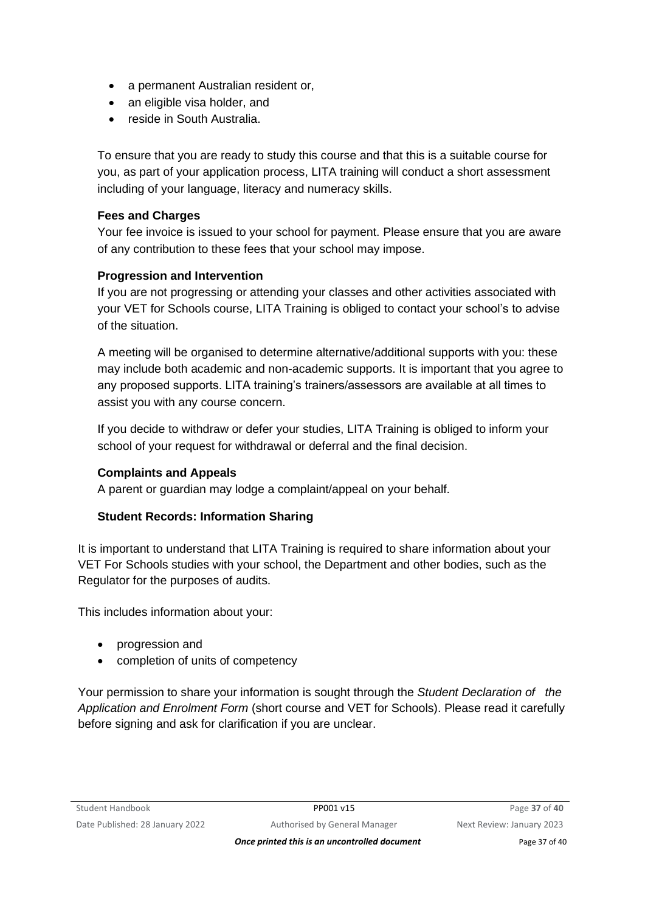- a permanent Australian resident or,
- an eligible visa holder, and
- reside in South Australia.

To ensure that you are ready to study this course and that this is a suitable course for you, as part of your application process, LITA training will conduct a short assessment including of your language, literacy and numeracy skills.

**Fees and Charges**

Your fee invoice is issued to your school for payment. Please ensure that you are aware of any contribution to these fees that your school may impose.

**Progression and Intervention**

If you are not progressing or attending your classes and other activities associated with your VET for Schools course, LITA Training is obliged to contact your school's to advise of the situation.

A meeting will be organised to determine alternative/additional supports with you: these may include both academic and non-academic supports. It is important that you agree to any proposed supports. LITA training's trainers/assessors are available at all times to assist you with any course concern.

If you decide to withdraw or defer your studies, LITA Training is obliged to inform your school of your request for withdrawal or deferral and the final decision.

**Complaints and Appeals**

A parent or guardian may lodge a complaint/appeal on your behalf.

**Student Records: Information Sharing**

It is important to understand that LITA Training is required to share information about your VET For Schools studies with your school, the Department and other bodies, such as the Regulator for the purposes of audits.

This includes information about your:

- progression and
- completion of units of competency

Your permission to share your information is sought through the *Student Declaration of the Application and Enrolment Form* (short course and VET for Schools). Please read it carefully before signing and ask for clarification if you are unclear.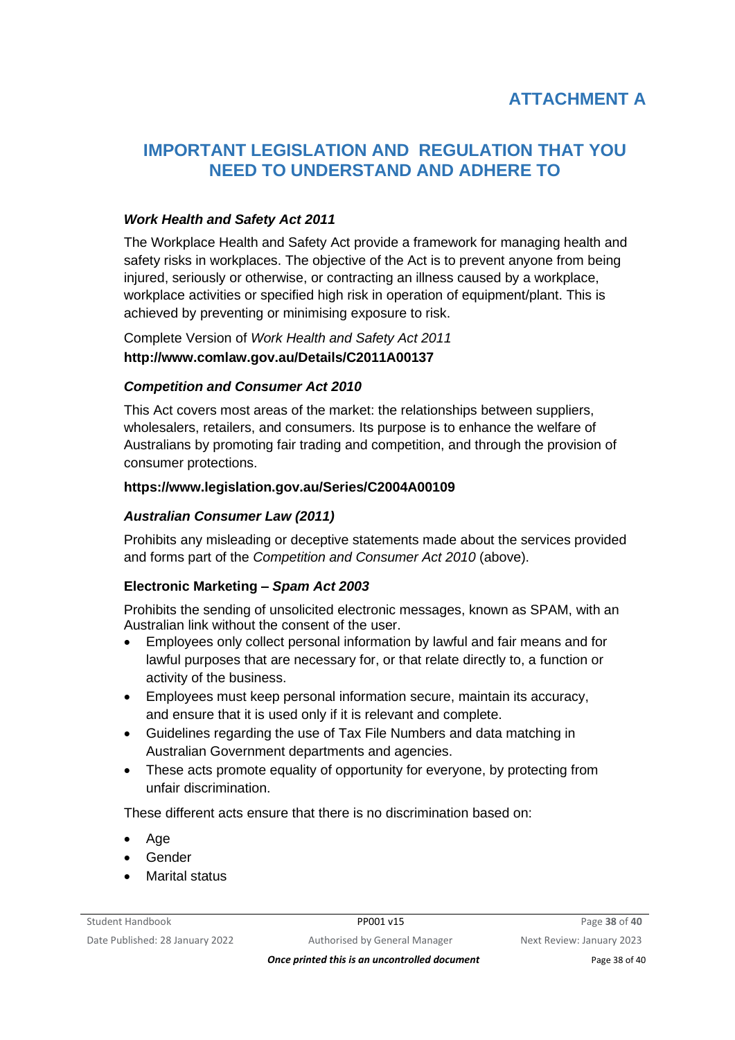# ATTACHMENT A

## IMPORTANT LEGISLATION AND REGULATION THAT YOU NEED TO UNDERSTAND AND ADHERE TO

### *Work Health and Safety Act 2011*

The Workplace Health and Safety Act provide a framework for managing health and safety risks in workplaces. The objective of the Act is to prevent anyone from being injured, seriously or otherwise, or contracting an illness caused by a workplace, workplace activities or specified high risk in operation of equipment/plant. This is achieved by preventing or minimising exposure to risk.

Complete Version of *Work Health and Safety Act 2011*
**http://www.comlaw.gov.au/Details/C2011A00137**

### *Competition and Consumer Act 2010*

This Act covers most areas of the market: the relationships between suppliers, wholesalers, retailers, and consumers. Its purpose is to enhance the welfare of Australians by promoting fair trading and competition, and through the provision of consumer protections.

**https://www.legislation.gov.au/Series/C2004A00109**

### *Australian Consumer Law (2011)*

Prohibits any misleading or deceptive statements made about the services provided and forms part of the *Competition and Consumer Act 2010* (above).

### Electronic Marketing – *Spam Act 2003*

Prohibits the sending of unsolicited electronic messages, known as SPAM, with an Australian link without the consent of the user.

- Employees only collect personal information by lawful and fair means and for lawful purposes that are necessary for, or that relate directly to, a function or activity of the business.
- Employees must keep personal information secure, maintain its accuracy, and ensure that it is used only if it is relevant and complete.
- Guidelines regarding the use of Tax File Numbers and data matching in Australian Government departments and agencies.
- These acts promote equality of opportunity for everyone, by protecting from unfair discrimination.

These different acts ensure that there is no discrimination based on:

- Age
- Gender
- Marital status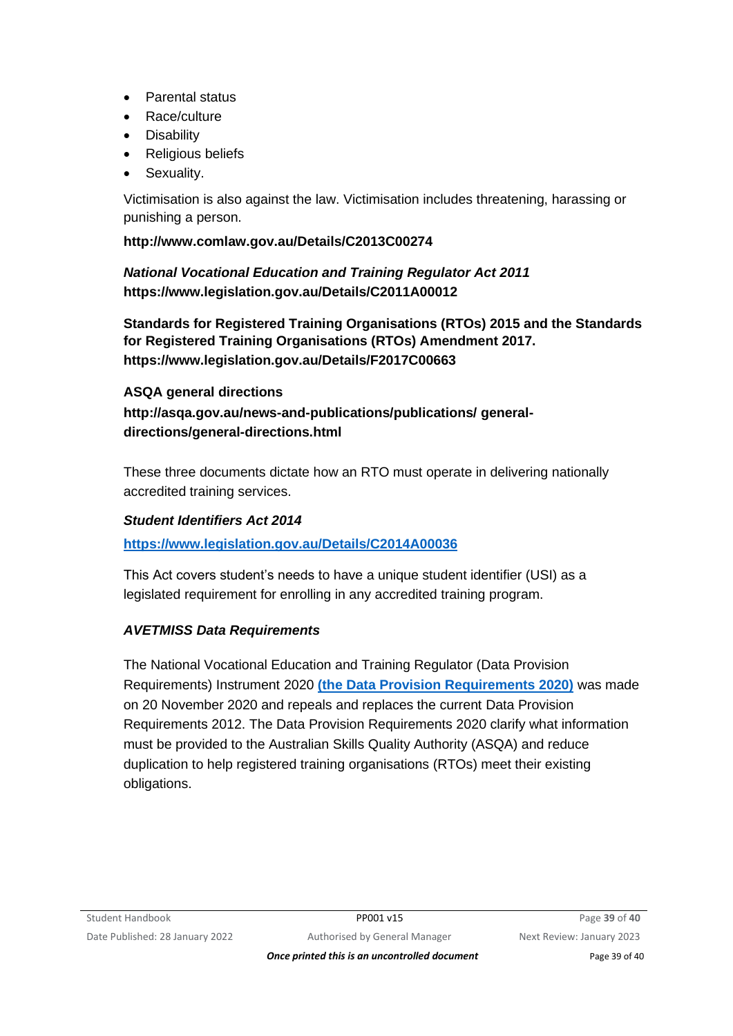- Parental status
- Race/culture
- Disability
- Religious beliefs
- Sexuality.

Victimisation is also against the law. Victimisation includes threatening, harassing or punishing a person.

**http://www.comlaw.gov.au/Details/C2013C00274**

***National Vocational Education and Training Regulator Act 2011***
**https://www.legislation.gov.au/Details/C2011A00012**

**Standards for Registered Training Organisations (RTOs) 2015 and the Standards for Registered Training Organisations (RTOs) Amendment 2017.**
**https://www.legislation.gov.au/Details/F2017C00663**

**ASQA general directions**

**http://asqa.gov.au/news-and-publications/publications/ general-directions/general-directions.html**

These three documents dictate how an RTO must operate in delivering nationally accredited training services.

***Student Identifiers Act 2014***

**https://www.legislation.gov.au/Details/C2014A00036**

This Act covers student's needs to have a unique student identifier (USI) as a legislated requirement for enrolling in any accredited training program.

***AVETMISS Data Requirements***

The National Vocational Education and Training Regulator (Data Provision Requirements) Instrument 2020 **(the Data Provision Requirements 2020)** was made on 20 November 2020 and repeals and replaces the current Data Provision Requirements 2012. The Data Provision Requirements 2020 clarify what information must be provided to the Australian Skills Quality Authority (ASQA) and reduce duplication to help registered training organisations (RTOs) meet their existing obligations.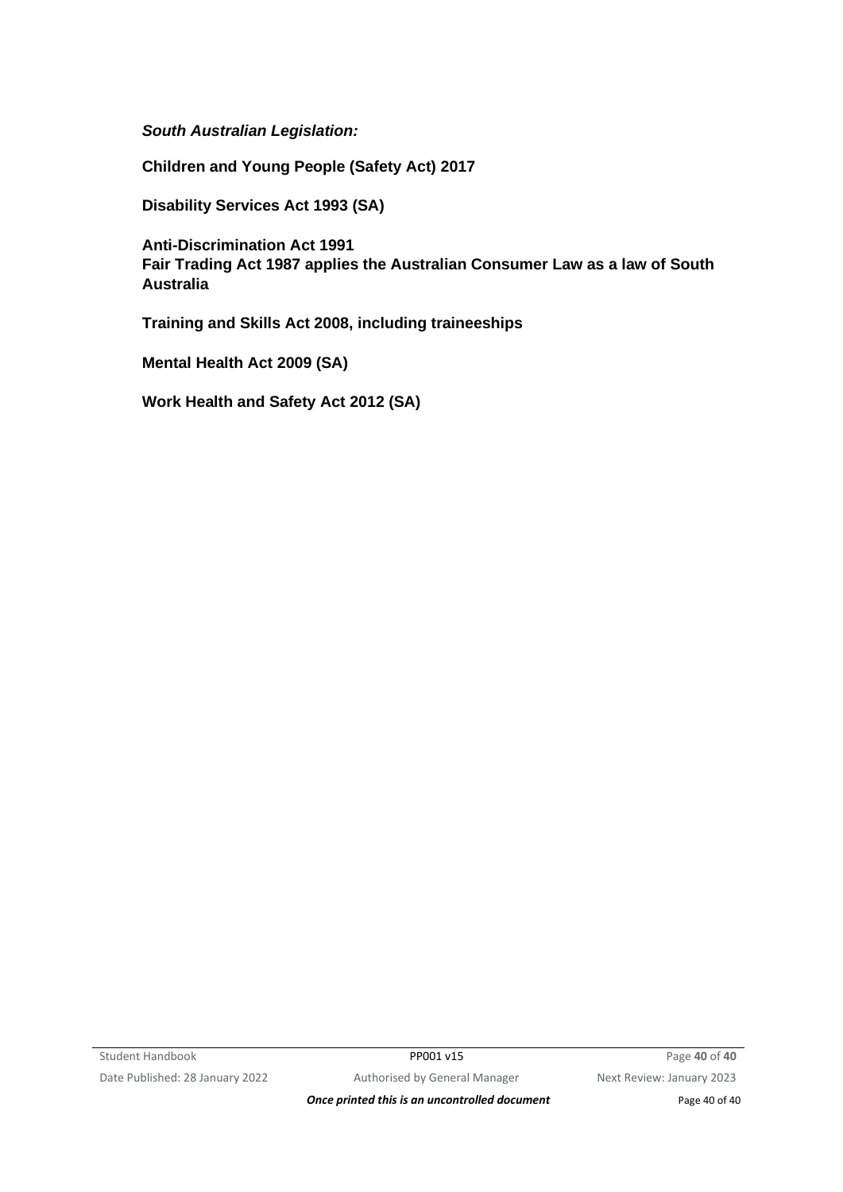***South Australian Legislation:***

**Children and Young People (Safety Act) 2017**

**Disability Services Act 1993 (SA)**

**Anti-Discrimination Act 1991**
**Fair Trading Act 1987 applies the Australian Consumer Law as a law of South Australia**

**Training and Skills Act 2008, including traineeships**

**Mental Health Act 2009 (SA)**

**Work Health and Safety Act 2012 (SA)**